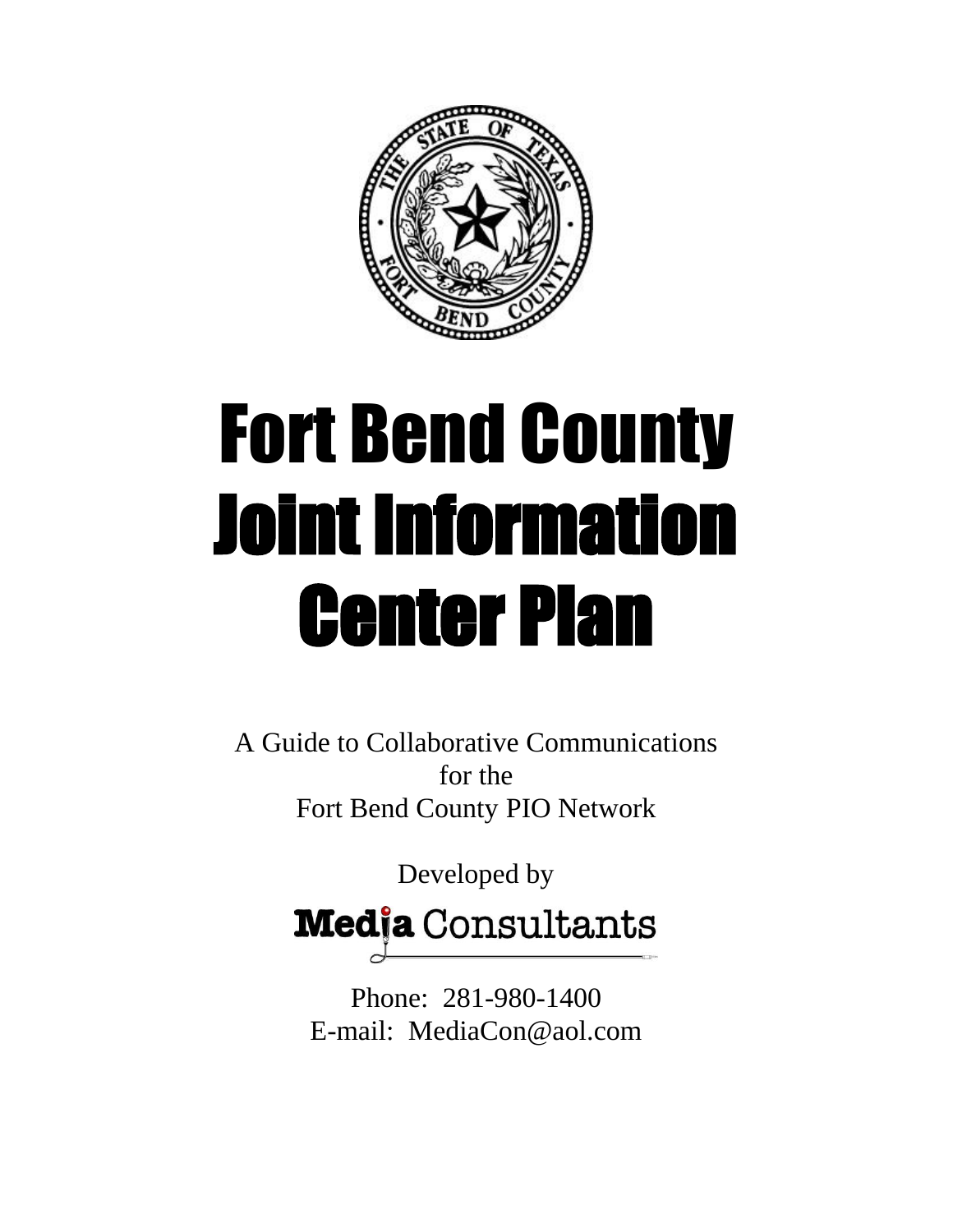# Fort Bend County Joint Information Center Plan

A Guide to Collaborative Communications
for the
Fort Bend County PIO Network

Developed by

Media Consultants

Phone: 281-980-1400
E-mail: MediaCon@aol.com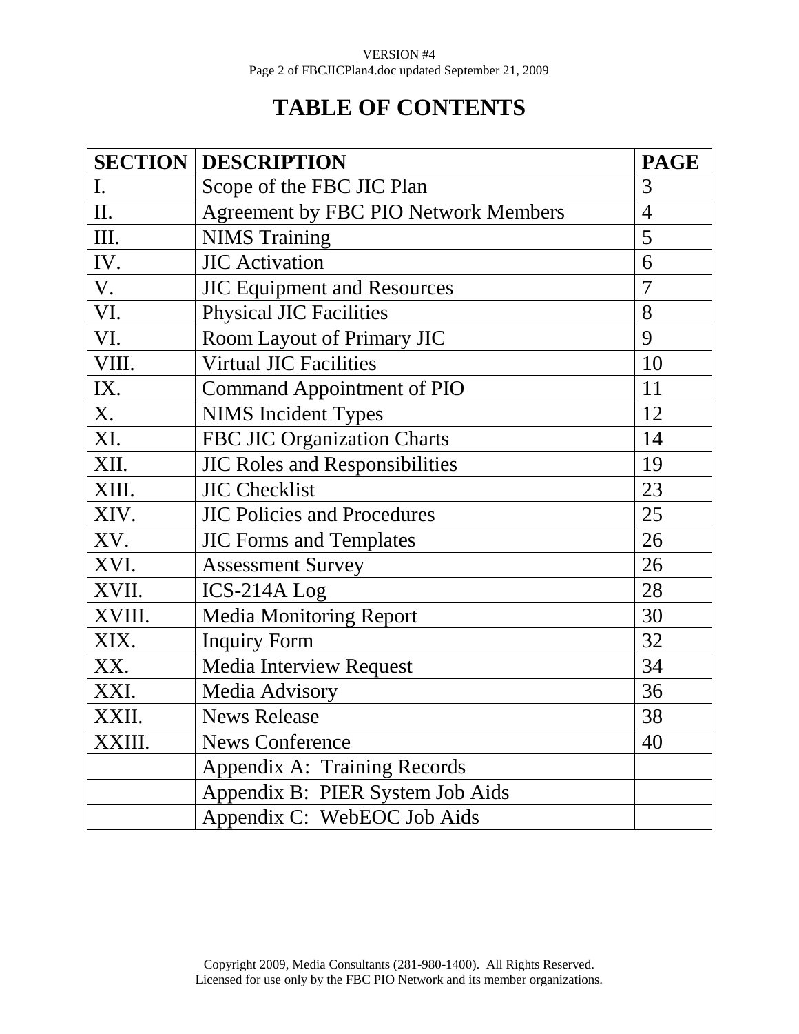# TABLE OF CONTENTS

| SECTION | DESCRIPTION | PAGE |
|---|---|---|
| I. | Scope of the FBC JIC Plan | 3 |
| II. | Agreement by FBC PIO Network Members | 4 |
| III. | NIMS Training | 5 |
| IV. | JIC Activation | 6 |
| V. | JIC Equipment and Resources | 7 |
| VI. | Physical JIC Facilities | 8 |
| VI. | Room Layout of Primary JIC | 9 |
| VIII. | Virtual JIC Facilities | 10 |
| IX. | Command Appointment of PIO | 11 |
| X. | NIMS Incident Types | 12 |
| XI. | FBC JIC Organization Charts | 14 |
| XII. | JIC Roles and Responsibilities | 19 |
| XIII. | JIC Checklist | 23 |
| XIV. | JIC Policies and Procedures | 25 |
| XV. | JIC Forms and Templates | 26 |
| XVI. | Assessment Survey | 26 |
| XVII. | ICS-214A Log | 28 |
| XVIII. | Media Monitoring Report | 30 |
| XIX. | Inquiry Form | 32 |
| XX. | Media Interview Request | 34 |
| XXI. | Media Advisory | 36 |
| XXII. | News Release | 38 |
| XXIII. | News Conference | 40 |
| | Appendix A: Training Records | |
| | Appendix B: PIER System Job Aids | |
| | Appendix C: WebEOC Job Aids | |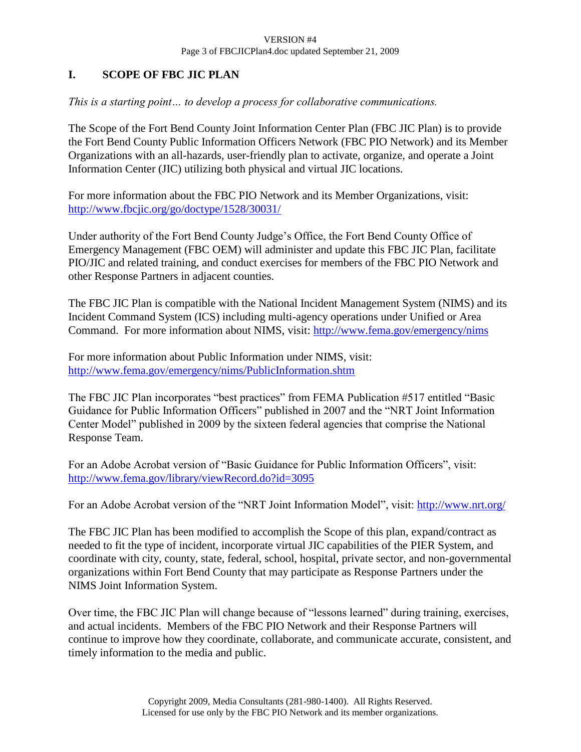## I. SCOPE OF FBC JIC PLAN

*This is a starting point… to develop a process for collaborative communications.*

The Scope of the Fort Bend County Joint Information Center Plan (FBC JIC Plan) is to provide the Fort Bend County Public Information Officers Network (FBC PIO Network) and its Member Organizations with an all-hazards, user-friendly plan to activate, organize, and operate a Joint Information Center (JIC) utilizing both physical and virtual JIC locations.

For more information about the FBC PIO Network and its Member Organizations, visit: http://www.fbcjic.org/go/doctype/1528/30031/

Under authority of the Fort Bend County Judge's Office, the Fort Bend County Office of Emergency Management (FBC OEM) will administer and update this FBC JIC Plan, facilitate PIO/JIC and related training, and conduct exercises for members of the FBC PIO Network and other Response Partners in adjacent counties.

The FBC JIC Plan is compatible with the National Incident Management System (NIMS) and its Incident Command System (ICS) including multi-agency operations under Unified or Area Command. For more information about NIMS, visit: http://www.fema.gov/emergency/nims

For more information about Public Information under NIMS, visit: http://www.fema.gov/emergency/nims/PublicInformation.shtm

The FBC JIC Plan incorporates "best practices" from FEMA Publication #517 entitled "Basic Guidance for Public Information Officers" published in 2007 and the "NRT Joint Information Center Model" published in 2009 by the sixteen federal agencies that comprise the National Response Team.

For an Adobe Acrobat version of "Basic Guidance for Public Information Officers", visit: http://www.fema.gov/library/viewRecord.do?id=3095

For an Adobe Acrobat version of the "NRT Joint Information Model", visit: http://www.nrt.org/

The FBC JIC Plan has been modified to accomplish the Scope of this plan, expand/contract as needed to fit the type of incident, incorporate virtual JIC capabilities of the PIER System, and coordinate with city, county, state, federal, school, hospital, private sector, and non-governmental organizations within Fort Bend County that may participate as Response Partners under the NIMS Joint Information System.

Over time, the FBC JIC Plan will change because of "lessons learned" during training, exercises, and actual incidents. Members of the FBC PIO Network and their Response Partners will continue to improve how they coordinate, collaborate, and communicate accurate, consistent, and timely information to the media and public.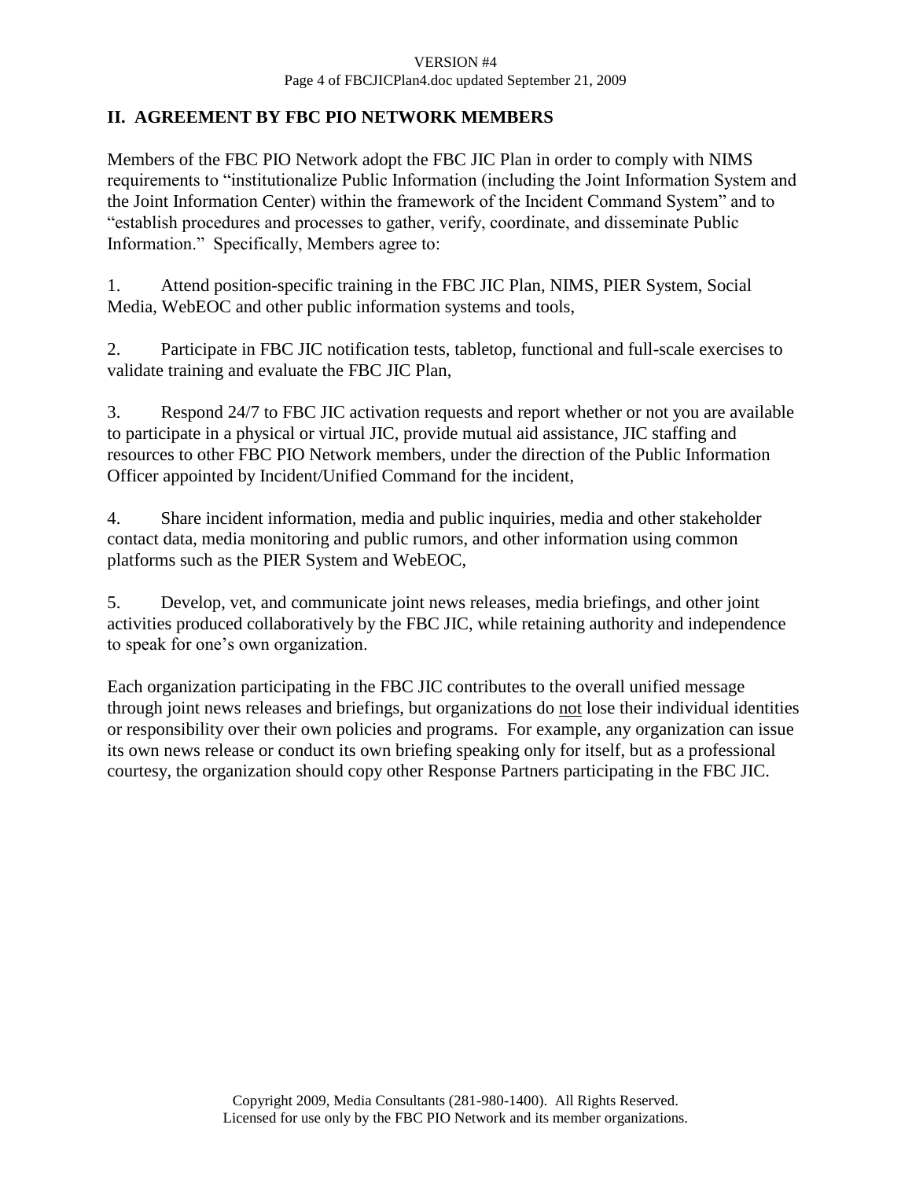## II. AGREEMENT BY FBC PIO NETWORK MEMBERS

Members of the FBC PIO Network adopt the FBC JIC Plan in order to comply with NIMS requirements to "institutionalize Public Information (including the Joint Information System and the Joint Information Center) within the framework of the Incident Command System" and to "establish procedures and processes to gather, verify, coordinate, and disseminate Public Information." Specifically, Members agree to:

1. Attend position-specific training in the FBC JIC Plan, NIMS, PIER System, Social Media, WebEOC and other public information systems and tools,

2. Participate in FBC JIC notification tests, tabletop, functional and full-scale exercises to validate training and evaluate the FBC JIC Plan,

3. Respond 24/7 to FBC JIC activation requests and report whether or not you are available to participate in a physical or virtual JIC, provide mutual aid assistance, JIC staffing and resources to other FBC PIO Network members, under the direction of the Public Information Officer appointed by Incident/Unified Command for the incident,

4. Share incident information, media and public inquiries, media and other stakeholder contact data, media monitoring and public rumors, and other information using common platforms such as the PIER System and WebEOC,

5. Develop, vet, and communicate joint news releases, media briefings, and other joint activities produced collaboratively by the FBC JIC, while retaining authority and independence to speak for one's own organization.

Each organization participating in the FBC JIC contributes to the overall unified message through joint news releases and briefings, but organizations do not lose their individual identities or responsibility over their own policies and programs. For example, any organization can issue its own news release or conduct its own briefing speaking only for itself, but as a professional courtesy, the organization should copy other Response Partners participating in the FBC JIC.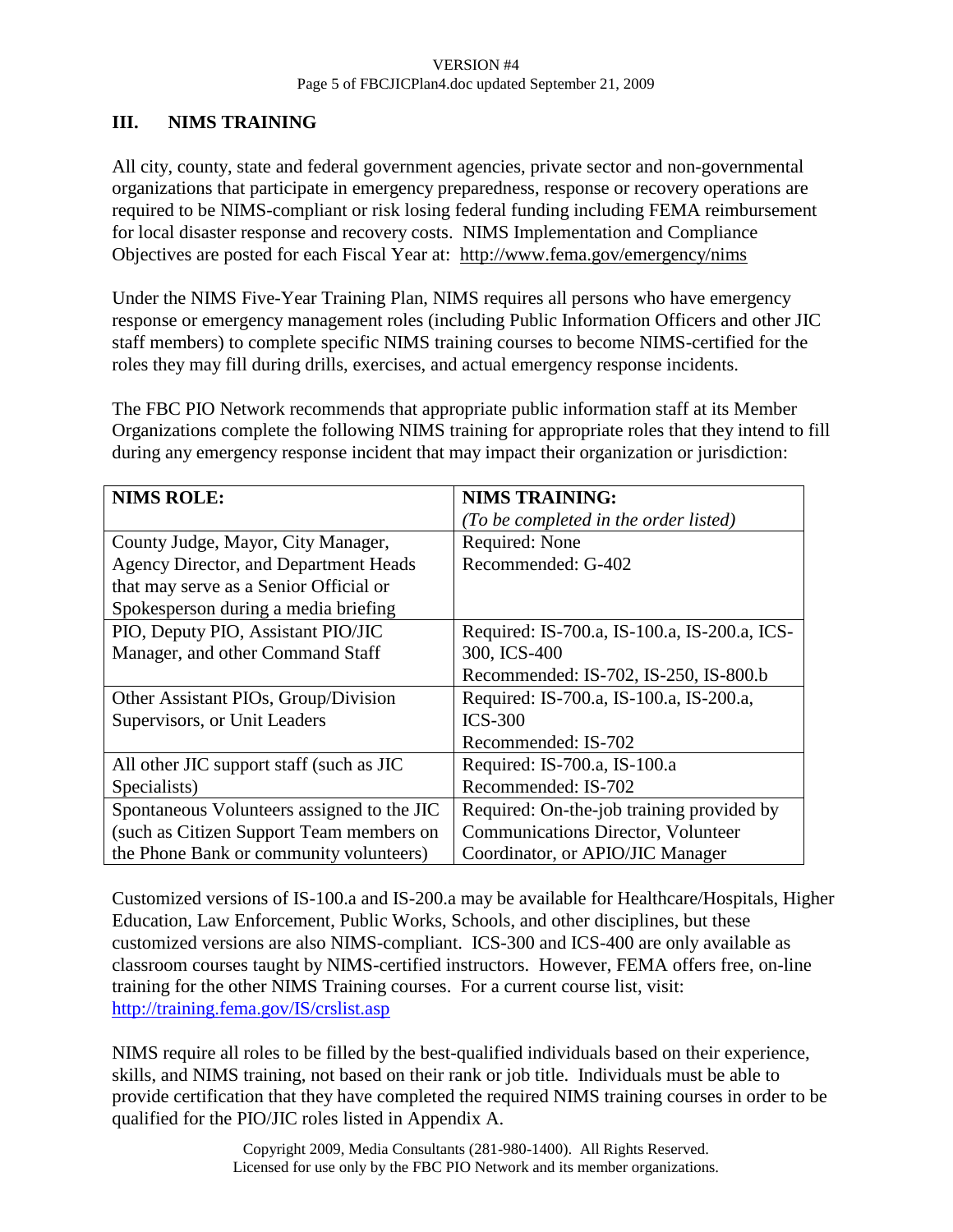## III. NIMS TRAINING

All city, county, state and federal government agencies, private sector and non-governmental organizations that participate in emergency preparedness, response or recovery operations are required to be NIMS-compliant or risk losing federal funding including FEMA reimbursement for local disaster response and recovery costs. NIMS Implementation and Compliance Objectives are posted for each Fiscal Year at: http://www.fema.gov/emergency/nims

Under the NIMS Five-Year Training Plan, NIMS requires all persons who have emergency response or emergency management roles (including Public Information Officers and other JIC staff members) to complete specific NIMS training courses to become NIMS-certified for the roles they may fill during drills, exercises, and actual emergency response incidents.

The FBC PIO Network recommends that appropriate public information staff at its Member Organizations complete the following NIMS training for appropriate roles that they intend to fill during any emergency response incident that may impact their organization or jurisdiction:

| **NIMS ROLE:** | **NIMS TRAINING:** *(To be completed in the order listed)* |
|---|---|
| County Judge, Mayor, City Manager, Agency Director, and Department Heads that may serve as a Senior Official or Spokesperson during a media briefing | Required: None<br>Recommended: G-402 |
| PIO, Deputy PIO, Assistant PIO/JIC Manager, and other Command Staff | Required: IS-700.a, IS-100.a, IS-200.a, ICS-300, ICS-400<br>Recommended: IS-702, IS-250, IS-800.b |
| Other Assistant PIOs, Group/Division Supervisors, or Unit Leaders | Required: IS-700.a, IS-100.a, IS-200.a, ICS-300<br>Recommended: IS-702 |
| All other JIC support staff (such as JIC Specialists) | Required: IS-700.a, IS-100.a<br>Recommended: IS-702 |
| Spontaneous Volunteers assigned to the JIC (such as Citizen Support Team members on the Phone Bank or community volunteers) | Required: On-the-job training provided by Communications Director, Volunteer Coordinator, or APIO/JIC Manager |

Customized versions of IS-100.a and IS-200.a may be available for Healthcare/Hospitals, Higher Education, Law Enforcement, Public Works, Schools, and other disciplines, but these customized versions are also NIMS-compliant. ICS-300 and ICS-400 are only available as classroom courses taught by NIMS-certified instructors. However, FEMA offers free, on-line training for the other NIMS Training courses. For a current course list, visit: http://training.fema.gov/IS/crslist.asp

NIMS require all roles to be filled by the best-qualified individuals based on their experience, skills, and NIMS training, not based on their rank or job title. Individuals must be able to provide certification that they have completed the required NIMS training courses in order to be qualified for the PIO/JIC roles listed in Appendix A.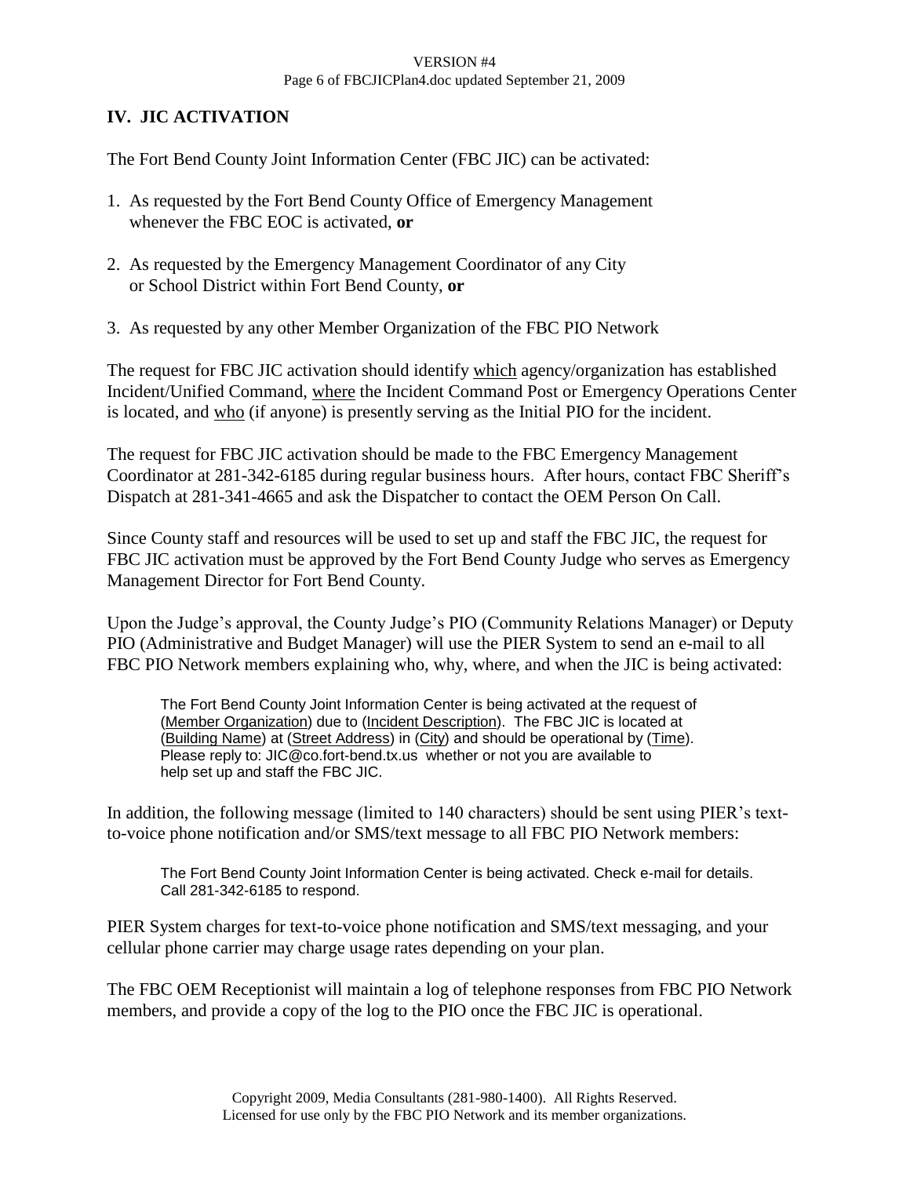## IV. JIC ACTIVATION

The Fort Bend County Joint Information Center (FBC JIC) can be activated:

1. As requested by the Fort Bend County Office of Emergency Management whenever the FBC EOC is activated, **or**
2. As requested by the Emergency Management Coordinator of any City or School District within Fort Bend County, **or**
3. As requested by any other Member Organization of the FBC PIO Network

The request for FBC JIC activation should identify which agency/organization has established Incident/Unified Command, where the Incident Command Post or Emergency Operations Center is located, and who (if anyone) is presently serving as the Initial PIO for the incident.

The request for FBC JIC activation should be made to the FBC Emergency Management Coordinator at 281-342-6185 during regular business hours. After hours, contact FBC Sheriff's Dispatch at 281-341-4665 and ask the Dispatcher to contact the OEM Person On Call.

Since County staff and resources will be used to set up and staff the FBC JIC, the request for FBC JIC activation must be approved by the Fort Bend County Judge who serves as Emergency Management Director for Fort Bend County.

Upon the Judge's approval, the County Judge's PIO (Community Relations Manager) or Deputy PIO (Administrative and Budget Manager) will use the PIER System to send an e-mail to all FBC PIO Network members explaining who, why, where, and when the JIC is being activated:

> The Fort Bend County Joint Information Center is being activated at the request of (Member Organization) due to (Incident Description). The FBC JIC is located at (Building Name) at (Street Address) in (City) and should be operational by (Time). Please reply to: JIC@co.fort-bend.tx.us whether or not you are available to help set up and staff the FBC JIC.

In addition, the following message (limited to 140 characters) should be sent using PIER's text-to-voice phone notification and/or SMS/text message to all FBC PIO Network members:

> The Fort Bend County Joint Information Center is being activated. Check e-mail for details. Call 281-342-6185 to respond.

PIER System charges for text-to-voice phone notification and SMS/text messaging, and your cellular phone carrier may charge usage rates depending on your plan.

The FBC OEM Receptionist will maintain a log of telephone responses from FBC PIO Network members, and provide a copy of the log to the PIO once the FBC JIC is operational.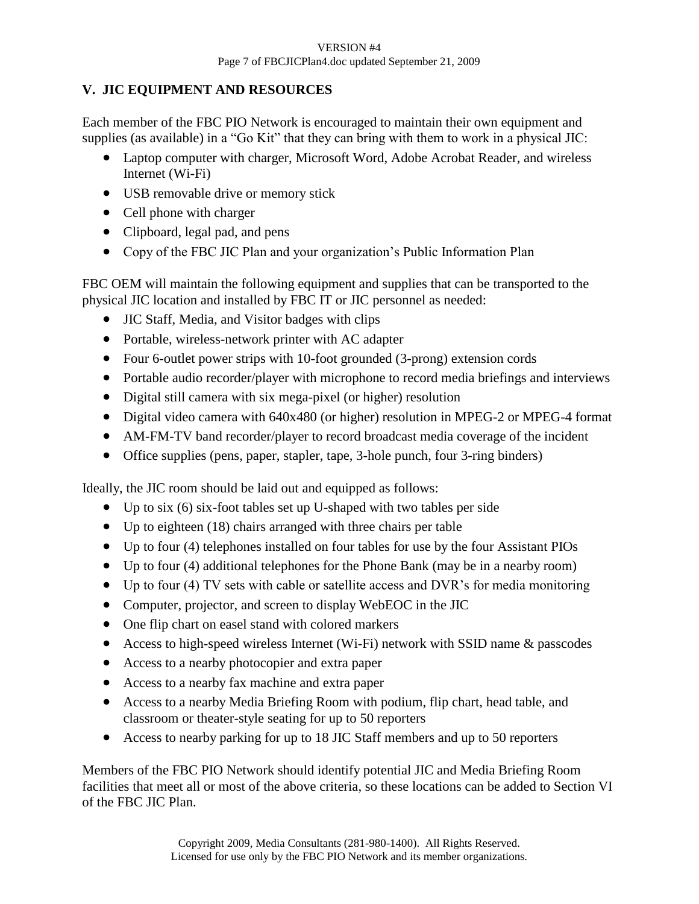## V. JIC EQUIPMENT AND RESOURCES

Each member of the FBC PIO Network is encouraged to maintain their own equipment and supplies (as available) in a "Go Kit" that they can bring with them to work in a physical JIC:

- Laptop computer with charger, Microsoft Word, Adobe Acrobat Reader, and wireless Internet (Wi-Fi)
- USB removable drive or memory stick
- Cell phone with charger
- Clipboard, legal pad, and pens
- Copy of the FBC JIC Plan and your organization's Public Information Plan

FBC OEM will maintain the following equipment and supplies that can be transported to the physical JIC location and installed by FBC IT or JIC personnel as needed:

- JIC Staff, Media, and Visitor badges with clips
- Portable, wireless-network printer with AC adapter
- Four 6-outlet power strips with 10-foot grounded (3-prong) extension cords
- Portable audio recorder/player with microphone to record media briefings and interviews
- Digital still camera with six mega-pixel (or higher) resolution
- Digital video camera with 640x480 (or higher) resolution in MPEG-2 or MPEG-4 format
- AM-FM-TV band recorder/player to record broadcast media coverage of the incident
- Office supplies (pens, paper, stapler, tape, 3-hole punch, four 3-ring binders)

Ideally, the JIC room should be laid out and equipped as follows:

- Up to six (6) six-foot tables set up U-shaped with two tables per side
- Up to eighteen (18) chairs arranged with three chairs per table
- Up to four (4) telephones installed on four tables for use by the four Assistant PIOs
- Up to four (4) additional telephones for the Phone Bank (may be in a nearby room)
- Up to four (4) TV sets with cable or satellite access and DVR's for media monitoring
- Computer, projector, and screen to display WebEOC in the JIC
- One flip chart on easel stand with colored markers
- Access to high-speed wireless Internet (Wi-Fi) network with SSID name & passcodes
- Access to a nearby photocopier and extra paper
- Access to a nearby fax machine and extra paper
- Access to a nearby Media Briefing Room with podium, flip chart, head table, and classroom or theater-style seating for up to 50 reporters
- Access to nearby parking for up to 18 JIC Staff members and up to 50 reporters

Members of the FBC PIO Network should identify potential JIC and Media Briefing Room facilities that meet all or most of the above criteria, so these locations can be added to Section VI of the FBC JIC Plan.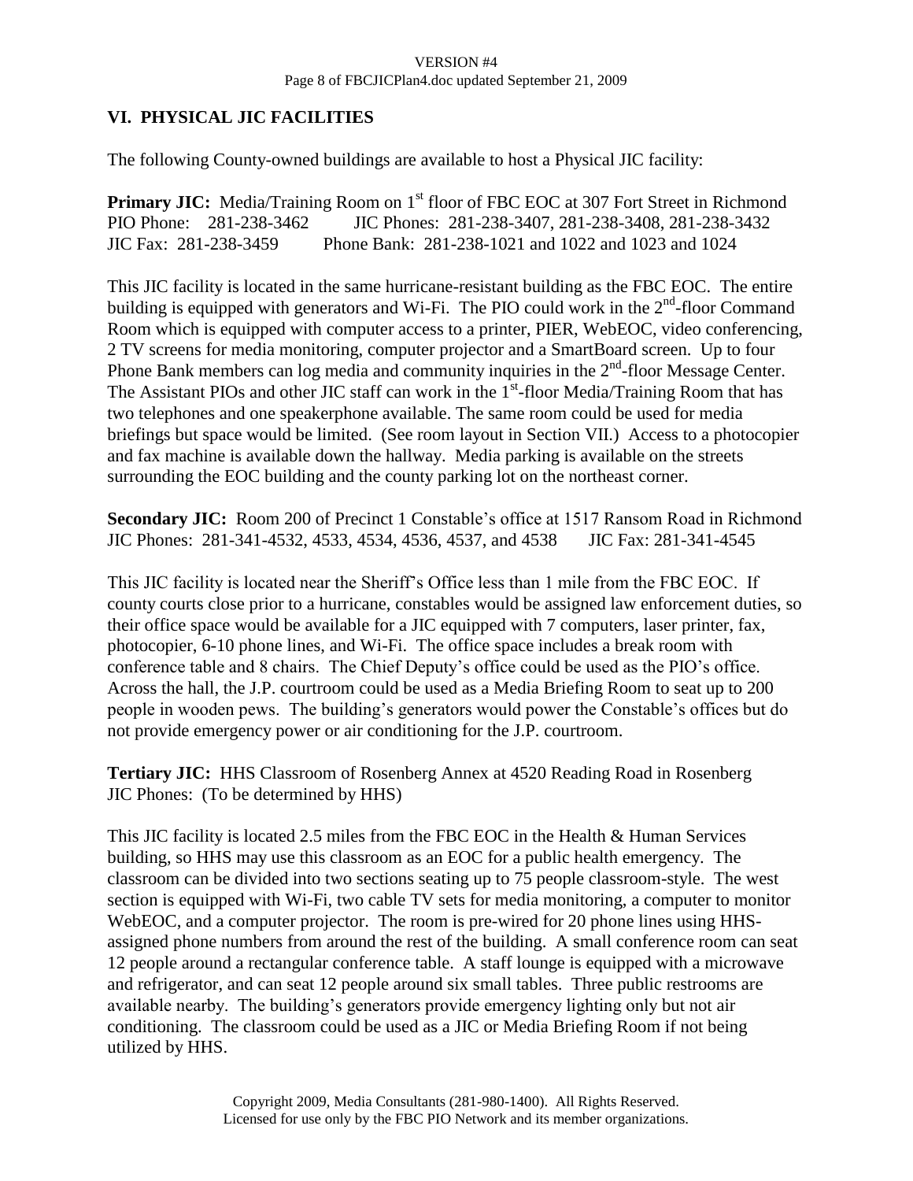## VI. PHYSICAL JIC FACILITIES

The following County-owned buildings are available to host a Physical JIC facility:

**Primary JIC:** Media/Training Room on 1st floor of FBC EOC at 307 Fort Street in Richmond
PIO Phone: 281-238-3462 JIC Phones: 281-238-3407, 281-238-3408, 281-238-3432
JIC Fax: 281-238-3459 Phone Bank: 281-238-1021 and 1022 and 1023 and 1024

This JIC facility is located in the same hurricane-resistant building as the FBC EOC. The entire building is equipped with generators and Wi-Fi. The PIO could work in the 2nd-floor Command Room which is equipped with computer access to a printer, PIER, WebEOC, video conferencing, 2 TV screens for media monitoring, computer projector and a SmartBoard screen. Up to four Phone Bank members can log media and community inquiries in the 2nd-floor Message Center. The Assistant PIOs and other JIC staff can work in the 1st-floor Media/Training Room that has two telephones and one speakerphone available. The same room could be used for media briefings but space would be limited. (See room layout in Section VII.) Access to a photocopier and fax machine is available down the hallway. Media parking is available on the streets surrounding the EOC building and the county parking lot on the northeast corner.

**Secondary JIC:** Room 200 of Precinct 1 Constable's office at 1517 Ransom Road in Richmond
JIC Phones: 281-341-4532, 4533, 4534, 4536, 4537, and 4538 JIC Fax: 281-341-4545

This JIC facility is located near the Sheriff's Office less than 1 mile from the FBC EOC. If county courts close prior to a hurricane, constables would be assigned law enforcement duties, so their office space would be available for a JIC equipped with 7 computers, laser printer, fax, photocopier, 6-10 phone lines, and Wi-Fi. The office space includes a break room with conference table and 8 chairs. The Chief Deputy's office could be used as the PIO's office. Across the hall, the J.P. courtroom could be used as a Media Briefing Room to seat up to 200 people in wooden pews. The building's generators would power the Constable's offices but do not provide emergency power or air conditioning for the J.P. courtroom.

**Tertiary JIC:** HHS Classroom of Rosenberg Annex at 4520 Reading Road in Rosenberg
JIC Phones: (To be determined by HHS)

This JIC facility is located 2.5 miles from the FBC EOC in the Health & Human Services building, so HHS may use this classroom as an EOC for a public health emergency. The classroom can be divided into two sections seating up to 75 people classroom-style. The west section is equipped with Wi-Fi, two cable TV sets for media monitoring, a computer to monitor WebEOC, and a computer projector. The room is pre-wired for 20 phone lines using HHS-assigned phone numbers from around the rest of the building. A small conference room can seat 12 people around a rectangular conference table. A staff lounge is equipped with a microwave and refrigerator, and can seat 12 people around six small tables. Three public restrooms are available nearby. The building's generators provide emergency lighting only but not air conditioning. The classroom could be used as a JIC or Media Briefing Room if not being utilized by HHS.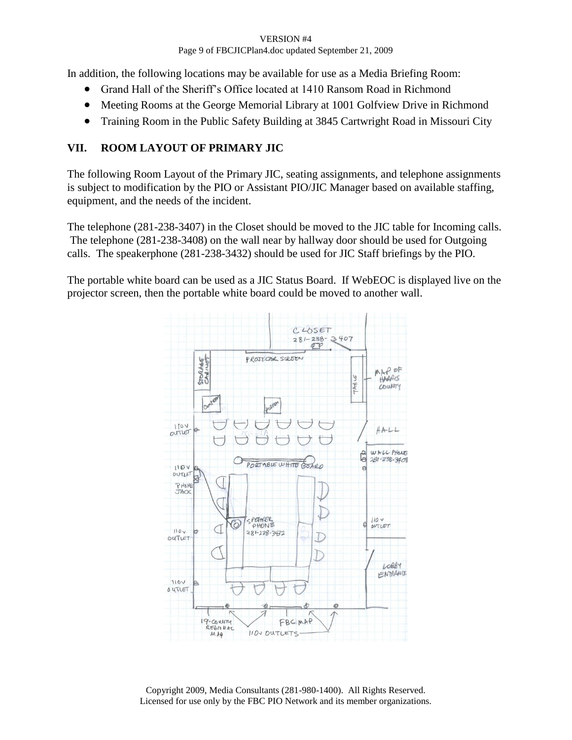In addition, the following locations may be available for use as a Media Briefing Room:

- Grand Hall of the Sheriff's Office located at 1410 Ransom Road in Richmond
- Meeting Rooms at the George Memorial Library at 1001 Golfview Drive in Richmond
- Training Room in the Public Safety Building at 3845 Cartwright Road in Missouri City

## VII. ROOM LAYOUT OF PRIMARY JIC

The following Room Layout of the Primary JIC, seating assignments, and telephone assignments is subject to modification by the PIO or Assistant PIO/JIC Manager based on available staffing, equipment, and the needs of the incident.

The telephone (281-238-3407) in the Closet should be moved to the JIC table for Incoming calls. The telephone (281-238-3408) on the wall near by hallway door should be used for Outgoing calls. The speakerphone (281-238-3432) should be used for JIC Staff briefings by the PIO.

The portable white board can be used as a JIC Status Board. If WebEOC is displayed live on the projector screen, then the portable white board could be moved to another wall.

CLOSET
281-238-3407
PROJECTOR SCREEN
STORAGE CABINET
TABLE
MAP OF HARRIS COUNTY
COMPUTER
PODIUM
110V OUTLET
HALL
WALL PHONE 281-238-3408
110V OUTLET
PORTABLE WHITE BOARD
PHONE JACK
SPEAKER PHONE 281-238-3432
110V OUTLET
110V OUTLET
LOBBY ENTRANCE
110V OUTLET
19-COUNTY REGIONAL MAP
FBC MAP
110V OUTLETS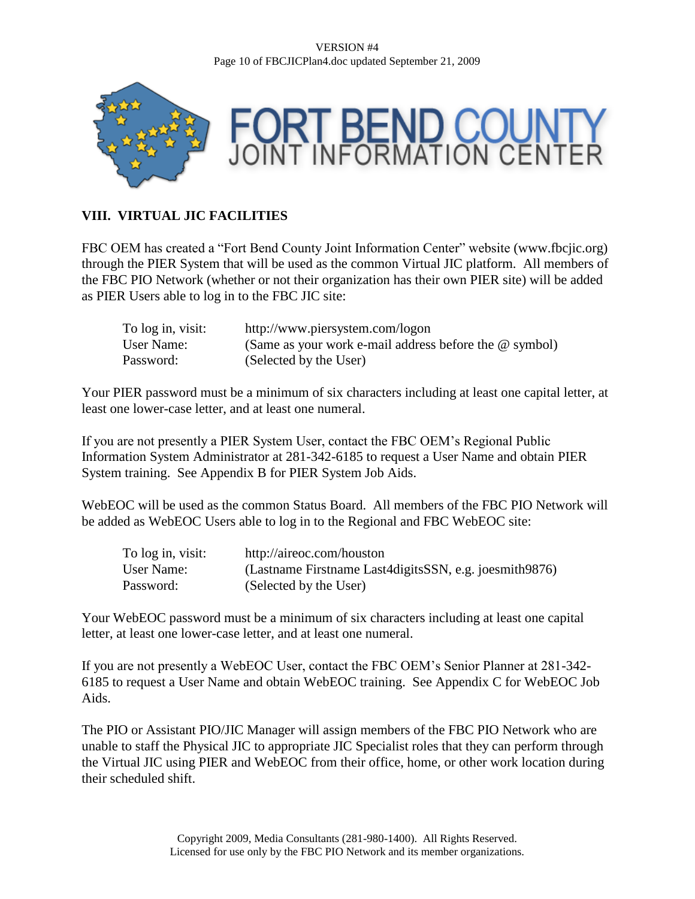## VIII. VIRTUAL JIC FACILITIES

FBC OEM has created a "Fort Bend County Joint Information Center" website (www.fbcjic.org) through the PIER System that will be used as the common Virtual JIC platform. All members of the FBC PIO Network (whether or not their organization has their own PIER site) will be added as PIER Users able to log in to the FBC JIC site:

| | |
|---|---|
| To log in, visit: | http://www.piersystem.com/logon |
| User Name: | (Same as your work e-mail address before the @ symbol) |
| Password: | (Selected by the User) |

Your PIER password must be a minimum of six characters including at least one capital letter, at least one lower-case letter, and at least one numeral.

If you are not presently a PIER System User, contact the FBC OEM's Regional Public Information System Administrator at 281-342-6185 to request a User Name and obtain PIER System training. See Appendix B for PIER System Job Aids.

WebEOC will be used as the common Status Board. All members of the FBC PIO Network will be added as WebEOC Users able to log in to the Regional and FBC WebEOC site:

| | |
|---|---|
| To log in, visit: | http://aireoc.com/houston |
| User Name: | (Lastname Firstname Last4digitsSSN, e.g. joesmith9876) |
| Password: | (Selected by the User) |

Your WebEOC password must be a minimum of six characters including at least one capital letter, at least one lower-case letter, and at least one numeral.

If you are not presently a WebEOC User, contact the FBC OEM's Senior Planner at 281-342-6185 to request a User Name and obtain WebEOC training. See Appendix C for WebEOC Job Aids.

The PIO or Assistant PIO/JIC Manager will assign members of the FBC PIO Network who are unable to staff the Physical JIC to appropriate JIC Specialist roles that they can perform through the Virtual JIC using PIER and WebEOC from their office, home, or other work location during their scheduled shift.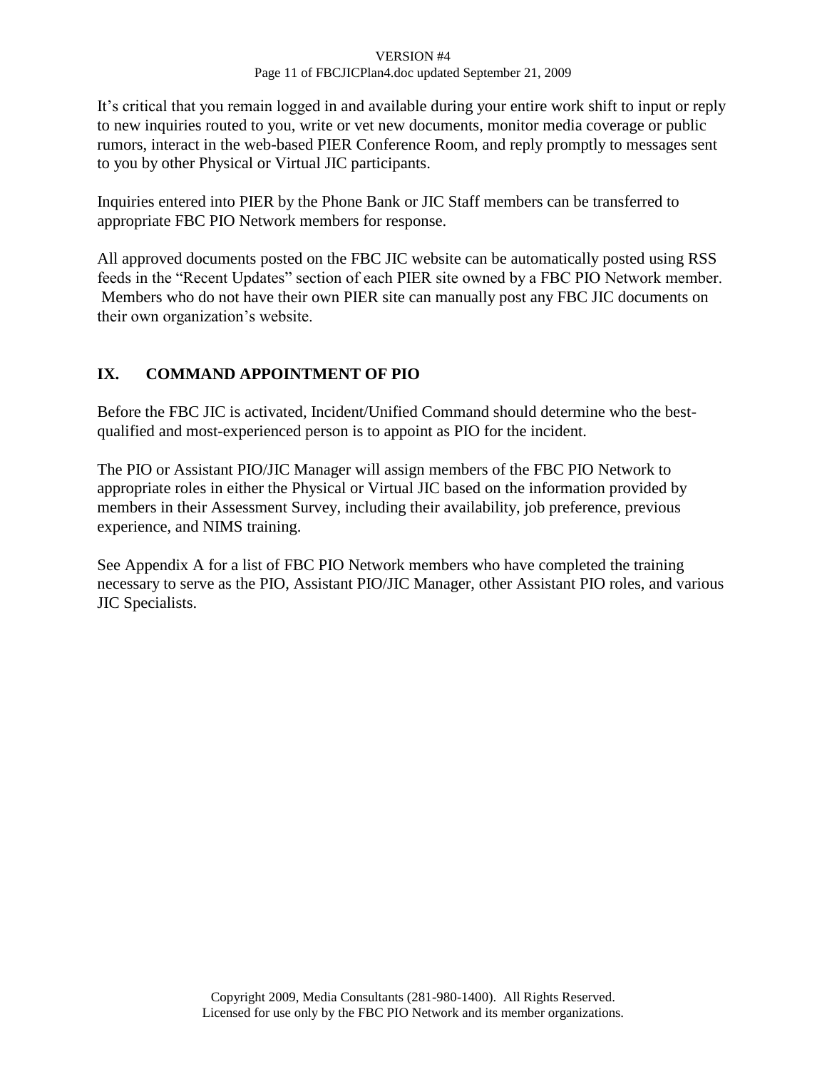It's critical that you remain logged in and available during your entire work shift to input or reply to new inquiries routed to you, write or vet new documents, monitor media coverage or public rumors, interact in the web-based PIER Conference Room, and reply promptly to messages sent to you by other Physical or Virtual JIC participants.

Inquiries entered into PIER by the Phone Bank or JIC Staff members can be transferred to appropriate FBC PIO Network members for response.

All approved documents posted on the FBC JIC website can be automatically posted using RSS feeds in the "Recent Updates" section of each PIER site owned by a FBC PIO Network member. Members who do not have their own PIER site can manually post any FBC JIC documents on their own organization's website.

## IX. COMMAND APPOINTMENT OF PIO

Before the FBC JIC is activated, Incident/Unified Command should determine who the best-qualified and most-experienced person is to appoint as PIO for the incident.

The PIO or Assistant PIO/JIC Manager will assign members of the FBC PIO Network to appropriate roles in either the Physical or Virtual JIC based on the information provided by members in their Assessment Survey, including their availability, job preference, previous experience, and NIMS training.

See Appendix A for a list of FBC PIO Network members who have completed the training necessary to serve as the PIO, Assistant PIO/JIC Manager, other Assistant PIO roles, and various JIC Specialists.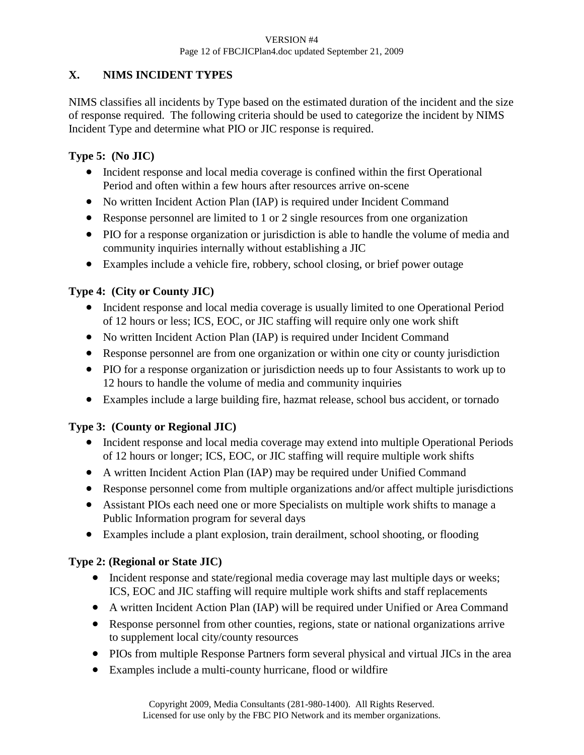## X. NIMS INCIDENT TYPES

NIMS classifies all incidents by Type based on the estimated duration of the incident and the size of response required. The following criteria should be used to categorize the incident by NIMS Incident Type and determine what PIO or JIC response is required.

**Type 5: (No JIC)**

- Incident response and local media coverage is confined within the first Operational Period and often within a few hours after resources arrive on-scene
- No written Incident Action Plan (IAP) is required under Incident Command
- Response personnel are limited to 1 or 2 single resources from one organization
- PIO for a response organization or jurisdiction is able to handle the volume of media and community inquiries internally without establishing a JIC
- Examples include a vehicle fire, robbery, school closing, or brief power outage

**Type 4: (City or County JIC)**

- Incident response and local media coverage is usually limited to one Operational Period of 12 hours or less; ICS, EOC, or JIC staffing will require only one work shift
- No written Incident Action Plan (IAP) is required under Incident Command
- Response personnel are from one organization or within one city or county jurisdiction
- PIO for a response organization or jurisdiction needs up to four Assistants to work up to 12 hours to handle the volume of media and community inquiries
- Examples include a large building fire, hazmat release, school bus accident, or tornado

**Type 3: (County or Regional JIC)**

- Incident response and local media coverage may extend into multiple Operational Periods of 12 hours or longer; ICS, EOC, or JIC staffing will require multiple work shifts
- A written Incident Action Plan (IAP) may be required under Unified Command
- Response personnel come from multiple organizations and/or affect multiple jurisdictions
- Assistant PIOs each need one or more Specialists on multiple work shifts to manage a Public Information program for several days
- Examples include a plant explosion, train derailment, school shooting, or flooding

**Type 2: (Regional or State JIC)**

- Incident response and state/regional media coverage may last multiple days or weeks; ICS, EOC and JIC staffing will require multiple work shifts and staff replacements
- A written Incident Action Plan (IAP) will be required under Unified or Area Command
- Response personnel from other counties, regions, state or national organizations arrive to supplement local city/county resources
- PIOs from multiple Response Partners form several physical and virtual JICs in the area
- Examples include a multi-county hurricane, flood or wildfire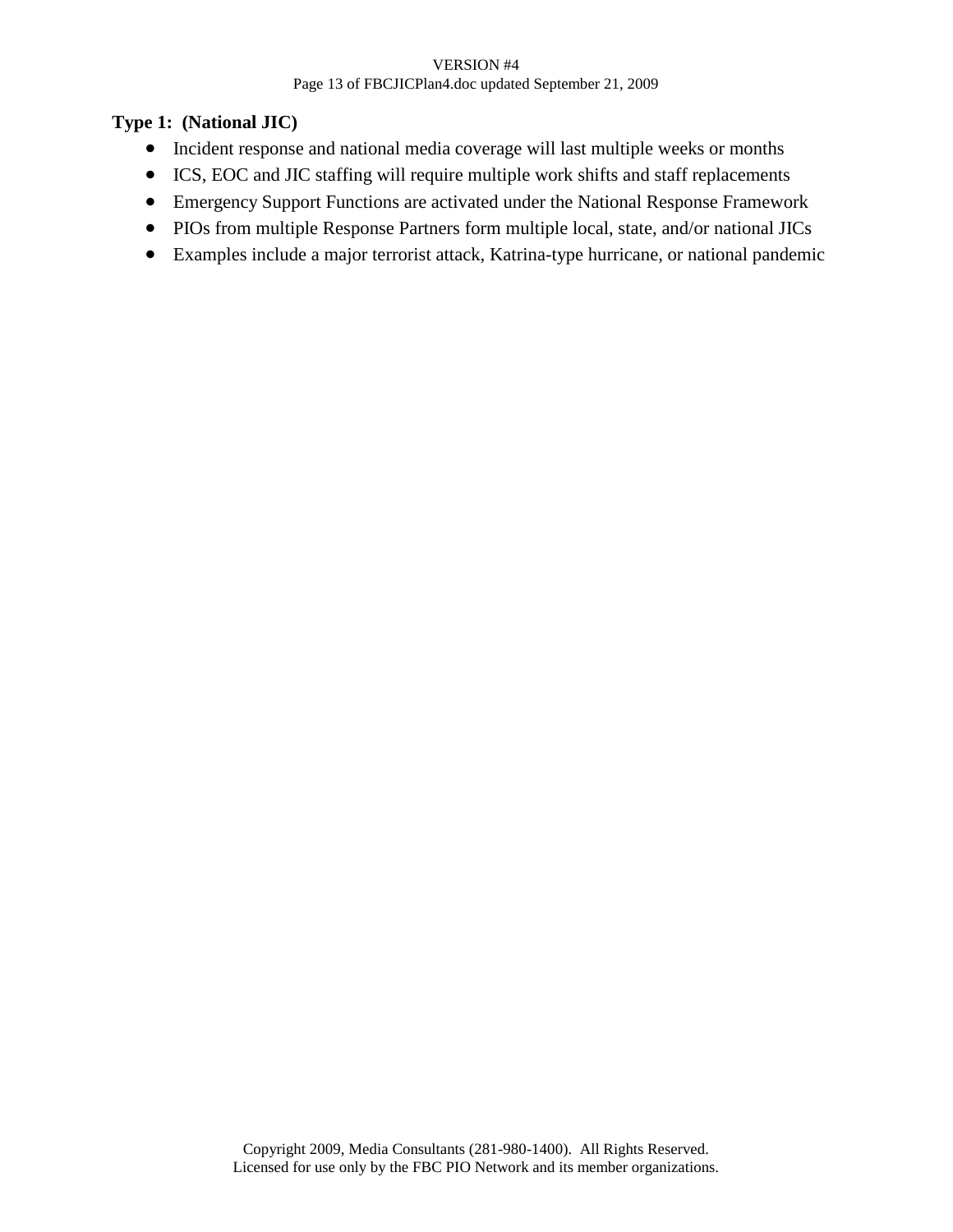**Type 1: (National JIC)**

- Incident response and national media coverage will last multiple weeks or months
- ICS, EOC and JIC staffing will require multiple work shifts and staff replacements
- Emergency Support Functions are activated under the National Response Framework
- PIOs from multiple Response Partners form multiple local, state, and/or national JICs
- Examples include a major terrorist attack, Katrina-type hurricane, or national pandemic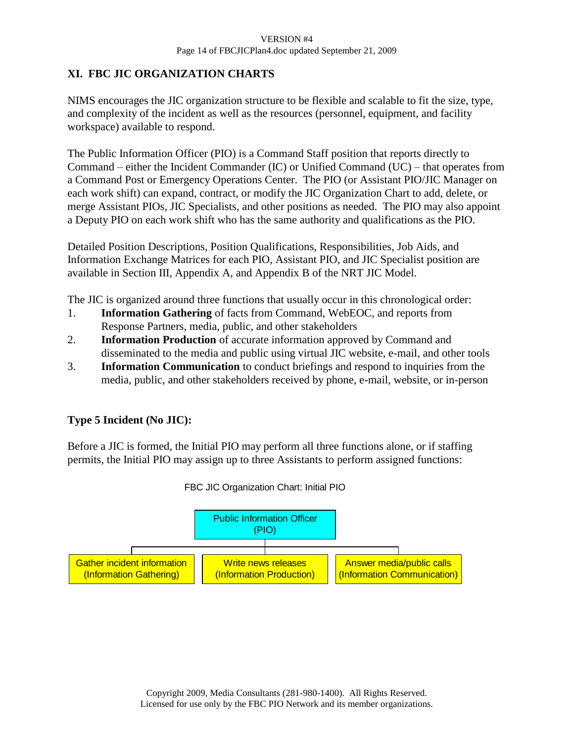## XI. FBC JIC ORGANIZATION CHARTS

NIMS encourages the JIC organization structure to be flexible and scalable to fit the size, type, and complexity of the incident as well as the resources (personnel, equipment, and facility workspace) available to respond.

The Public Information Officer (PIO) is a Command Staff position that reports directly to Command – either the Incident Commander (IC) or Unified Command (UC) – that operates from a Command Post or Emergency Operations Center. The PIO (or Assistant PIO/JIC Manager on each work shift) can expand, contract, or modify the JIC Organization Chart to add, delete, or merge Assistant PIOs, JIC Specialists, and other positions as needed. The PIO may also appoint a Deputy PIO on each work shift who has the same authority and qualifications as the PIO.

Detailed Position Descriptions, Position Qualifications, Responsibilities, Job Aids, and Information Exchange Matrices for each PIO, Assistant PIO, and JIC Specialist position are available in Section III, Appendix A, and Appendix B of the NRT JIC Model.

The JIC is organized around three functions that usually occur in this chronological order:

1. **Information Gathering** of facts from Command, WebEOC, and reports from Response Partners, media, public, and other stakeholders
2. **Information Production** of accurate information approved by Command and disseminated to the media and public using virtual JIC website, e-mail, and other tools
3. **Information Communication** to conduct briefings and respond to inquiries from the media, public, and other stakeholders received by phone, e-mail, website, or in-person

### Type 5 Incident (No JIC):

Before a JIC is formed, the Initial PIO may perform all three functions alone, or if staffing permits, the Initial PIO may assign up to three Assistants to perform assigned functions:

FBC JIC Organization Chart: Initial PIO

Public Information Officer (PIO)

Gather incident information (Information Gathering)

Write news releases (Information Production)

Answer media/public calls (Information Communication)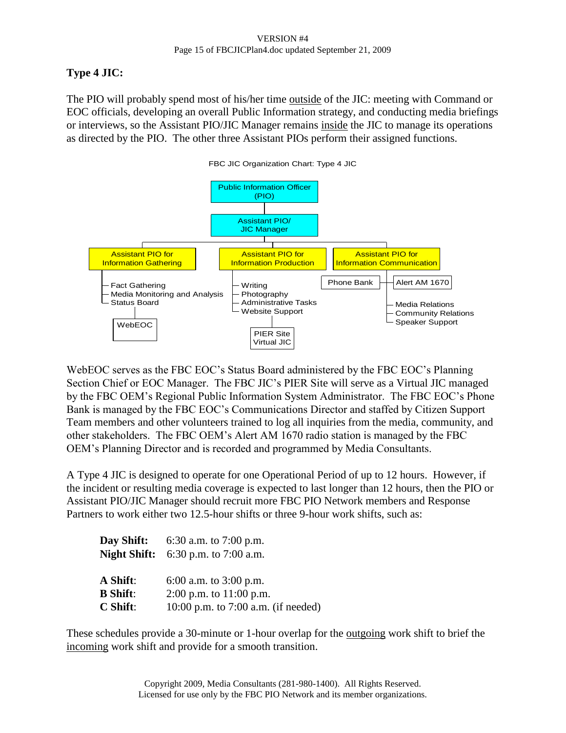## Type 4 JIC:

The PIO will probably spend most of his/her time outside of the JIC: meeting with Command or EOC officials, developing an overall Public Information strategy, and conducting media briefings or interviews, so the Assistant PIO/JIC Manager remains inside the JIC to manage its operations as directed by the PIO. The other three Assistant PIOs perform their assigned functions.

FBC JIC Organization Chart: Type 4 JIC

Public Information Officer (PIO)

Assistant PIO/ JIC Manager

Assistant PIO for Information Gathering
- Fact Gathering
- Media Monitoring and Analysis
- Status Board

WebEOC

Assistant PIO for Information Production
- Writing
- Photography
- Administrative Tasks
- Website Support

PIER Site Virtual JIC

Assistant PIO for Information Communication

Phone Bank

Alert AM 1670

- Media Relations
- Community Relations
- Speaker Support

WebEOC serves as the FBC EOC's Status Board administered by the FBC EOC's Planning Section Chief or EOC Manager. The FBC JIC's PIER Site will serve as a Virtual JIC managed by the FBC OEM's Regional Public Information System Administrator. The FBC EOC's Phone Bank is managed by the FBC EOC's Communications Director and staffed by Citizen Support Team members and other volunteers trained to log all inquiries from the media, community, and other stakeholders. The FBC OEM's Alert AM 1670 radio station is managed by the FBC OEM's Planning Director and is recorded and programmed by Media Consultants.

A Type 4 JIC is designed to operate for one Operational Period of up to 12 hours. However, if the incident or resulting media coverage is expected to last longer than 12 hours, then the PIO or Assistant PIO/JIC Manager should recruit more FBC PIO Network members and Response Partners to work either two 12.5-hour shifts or three 9-hour work shifts, such as:

**Day Shift:** 6:30 a.m. to 7:00 p.m.
**Night Shift:** 6:30 p.m. to 7:00 a.m.

**A Shift**: 6:00 a.m. to 3:00 p.m.
**B Shift**: 2:00 p.m. to 11:00 p.m.
**C Shift**: 10:00 p.m. to 7:00 a.m. (if needed)

These schedules provide a 30-minute or 1-hour overlap for the outgoing work shift to brief the incoming work shift and provide for a smooth transition.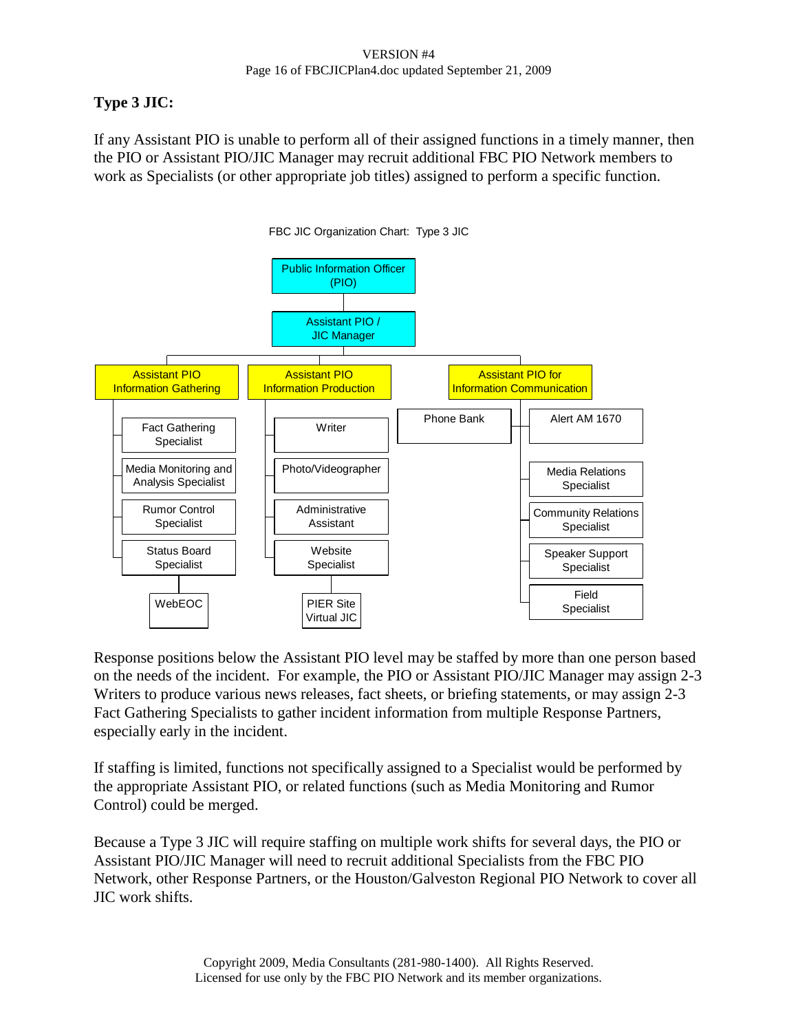**Type 3 JIC:**

If any Assistant PIO is unable to perform all of their assigned functions in a timely manner, then the PIO or Assistant PIO/JIC Manager may recruit additional FBC PIO Network members to work as Specialists (or other appropriate job titles) assigned to perform a specific function.

FBC JIC Organization Chart: Type 3 JIC

Public Information Officer (PIO)

Assistant PIO / JIC Manager

Assistant PIO Information Gathering

Fact Gathering Specialist

Media Monitoring and Analysis Specialist

Rumor Control Specialist

Status Board Specialist

WebEOC

Assistant PIO Information Production

Writer

Photo/Videographer

Administrative Assistant

Website Specialist

PIER Site Virtual JIC

Assistant PIO for Information Communication

Phone Bank

Alert AM 1670

Media Relations Specialist

Community Relations Specialist

Speaker Support Specialist

Field Specialist

Response positions below the Assistant PIO level may be staffed by more than one person based on the needs of the incident. For example, the PIO or Assistant PIO/JIC Manager may assign 2-3 Writers to produce various news releases, fact sheets, or briefing statements, or may assign 2-3 Fact Gathering Specialists to gather incident information from multiple Response Partners, especially early in the incident.

If staffing is limited, functions not specifically assigned to a Specialist would be performed by the appropriate Assistant PIO, or related functions (such as Media Monitoring and Rumor Control) could be merged.

Because a Type 3 JIC will require staffing on multiple work shifts for several days, the PIO or Assistant PIO/JIC Manager will need to recruit additional Specialists from the FBC PIO Network, other Response Partners, or the Houston/Galveston Regional PIO Network to cover all JIC work shifts.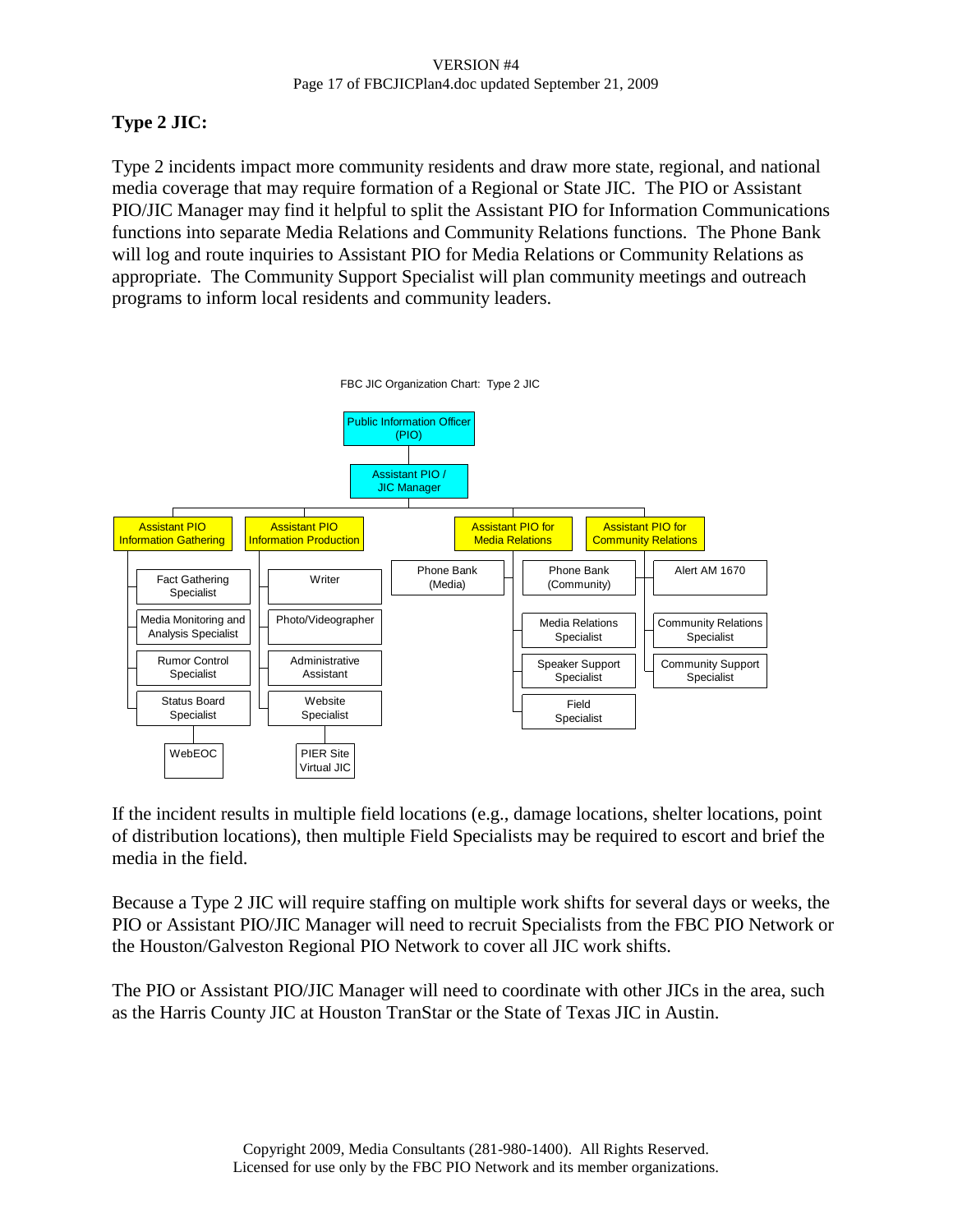## Type 2 JIC:

Type 2 incidents impact more community residents and draw more state, regional, and national media coverage that may require formation of a Regional or State JIC. The PIO or Assistant PIO/JIC Manager may find it helpful to split the Assistant PIO for Information Communications functions into separate Media Relations and Community Relations functions. The Phone Bank will log and route inquiries to Assistant PIO for Media Relations or Community Relations as appropriate. The Community Support Specialist will plan community meetings and outreach programs to inform local residents and community leaders.

FBC JIC Organization Chart: Type 2 JIC

Public Information Officer (PIO)

Assistant PIO / JIC Manager

Assistant PIO Information Gathering

Fact Gathering Specialist

Media Monitoring and Analysis Specialist

Rumor Control Specialist

Status Board Specialist

WebEOC

Assistant PIO Information Production

Writer

Photo/Videographer

Administrative Assistant

Website Specialist

PIER Site Virtual JIC

Phone Bank (Media)

Assistant PIO for Media Relations

Phone Bank (Community)

Media Relations Specialist

Speaker Support Specialist

Field Specialist

Assistant PIO for Community Relations

Alert AM 1670

Community Relations Specialist

Community Support Specialist

If the incident results in multiple field locations (e.g., damage locations, shelter locations, point of distribution locations), then multiple Field Specialists may be required to escort and brief the media in the field.

Because a Type 2 JIC will require staffing on multiple work shifts for several days or weeks, the PIO or Assistant PIO/JIC Manager will need to recruit Specialists from the FBC PIO Network or the Houston/Galveston Regional PIO Network to cover all JIC work shifts.

The PIO or Assistant PIO/JIC Manager will need to coordinate with other JICs in the area, such as the Harris County JIC at Houston TranStar or the State of Texas JIC in Austin.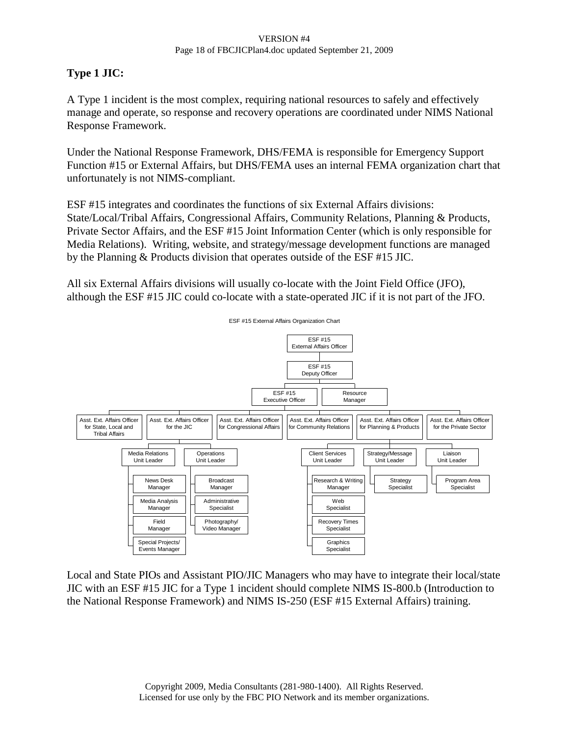**Type 1 JIC:**

A Type 1 incident is the most complex, requiring national resources to safely and effectively manage and operate, so response and recovery operations are coordinated under NIMS National Response Framework.

Under the National Response Framework, DHS/FEMA is responsible for Emergency Support Function #15 or External Affairs, but DHS/FEMA uses an internal FEMA organization chart that unfortunately is not NIMS-compliant.

ESF #15 integrates and coordinates the functions of six External Affairs divisions: State/Local/Tribal Affairs, Congressional Affairs, Community Relations, Planning & Products, Private Sector Affairs, and the ESF #15 Joint Information Center (which is only responsible for Media Relations). Writing, website, and strategy/message development functions are managed by the Planning & Products division that operates outside of the ESF #15 JIC.

All six External Affairs divisions will usually co-locate with the Joint Field Office (JFO), although the ESF #15 JIC could co-locate with a state-operated JIC if it is not part of the JFO.

ESF #15 External Affairs Organization Chart

ESF #15 External Affairs Officer
ESF #15 Deputy Officer
ESF #15 Executive Officer
Resource Manager
Asst. Ext. Affairs Officer for State, Local and Tribal Affairs
Asst. Ext. Affairs Officer for the JIC
Asst. Ext. Affairs Officer for Congressional Affairs
Asst. Ext. Affairs Officer for Community Relations
Asst. Ext. Affairs Officer for Planning & Products
Asst. Ext. Affairs Officer for the Private Sector
Media Relations Unit Leader
Operations Unit Leader
Client Services Unit Leader
Strategy/Message Unit Leader
Liaison Unit Leader
News Desk Manager
Media Analysis Manager
Field Manager
Special Projects/ Events Manager
Broadcast Manager
Administrative Specialist
Photography/ Video Manager
Research & Writing Manager
Web Specialist
Recovery Times Specialist
Graphics Specialist
Strategy Specialist
Program Area Specialist

Local and State PIOs and Assistant PIO/JIC Managers who may have to integrate their local/state JIC with an ESF #15 JIC for a Type 1 incident should complete NIMS IS-800.b (Introduction to the National Response Framework) and NIMS IS-250 (ESF #15 External Affairs) training.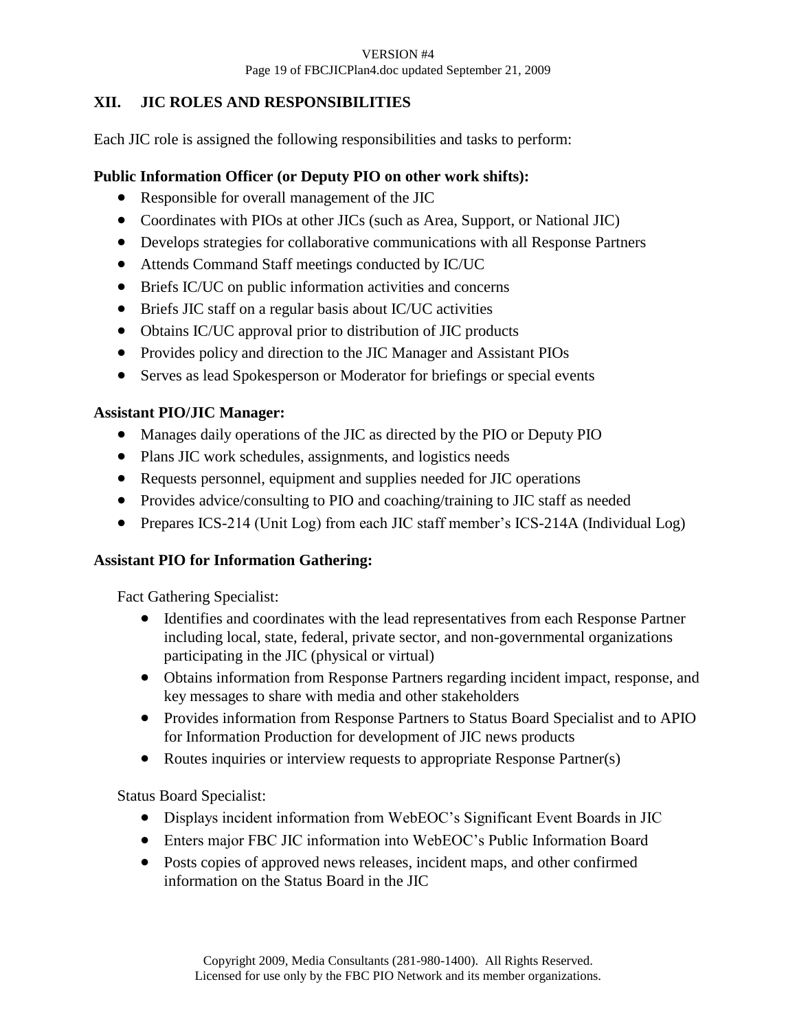## XII. JIC ROLES AND RESPONSIBILITIES

Each JIC role is assigned the following responsibilities and tasks to perform:

**Public Information Officer (or Deputy PIO on other work shifts):**

- Responsible for overall management of the JIC
- Coordinates with PIOs at other JICs (such as Area, Support, or National JIC)
- Develops strategies for collaborative communications with all Response Partners
- Attends Command Staff meetings conducted by IC/UC
- Briefs IC/UC on public information activities and concerns
- Briefs JIC staff on a regular basis about IC/UC activities
- Obtains IC/UC approval prior to distribution of JIC products
- Provides policy and direction to the JIC Manager and Assistant PIOs
- Serves as lead Spokesperson or Moderator for briefings or special events

**Assistant PIO/JIC Manager:**

- Manages daily operations of the JIC as directed by the PIO or Deputy PIO
- Plans JIC work schedules, assignments, and logistics needs
- Requests personnel, equipment and supplies needed for JIC operations
- Provides advice/consulting to PIO and coaching/training to JIC staff as needed
- Prepares ICS-214 (Unit Log) from each JIC staff member's ICS-214A (Individual Log)

**Assistant PIO for Information Gathering:**

Fact Gathering Specialist:

- Identifies and coordinates with the lead representatives from each Response Partner including local, state, federal, private sector, and non-governmental organizations participating in the JIC (physical or virtual)
- Obtains information from Response Partners regarding incident impact, response, and key messages to share with media and other stakeholders
- Provides information from Response Partners to Status Board Specialist and to APIO for Information Production for development of JIC news products
- Routes inquiries or interview requests to appropriate Response Partner(s)

Status Board Specialist:

- Displays incident information from WebEOC's Significant Event Boards in JIC
- Enters major FBC JIC information into WebEOC's Public Information Board
- Posts copies of approved news releases, incident maps, and other confirmed information on the Status Board in the JIC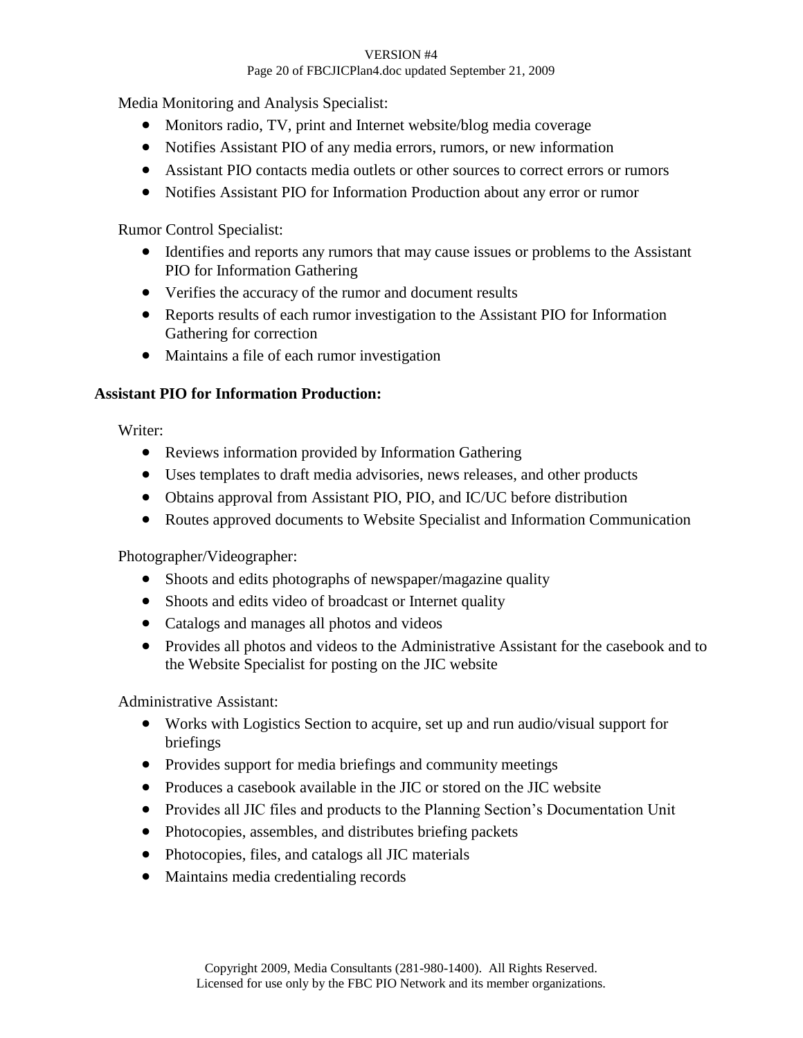Media Monitoring and Analysis Specialist:

- Monitors radio, TV, print and Internet website/blog media coverage
- Notifies Assistant PIO of any media errors, rumors, or new information
- Assistant PIO contacts media outlets or other sources to correct errors or rumors
- Notifies Assistant PIO for Information Production about any error or rumor

Rumor Control Specialist:

- Identifies and reports any rumors that may cause issues or problems to the Assistant PIO for Information Gathering
- Verifies the accuracy of the rumor and document results
- Reports results of each rumor investigation to the Assistant PIO for Information Gathering for correction
- Maintains a file of each rumor investigation

**Assistant PIO for Information Production:**

Writer:

- Reviews information provided by Information Gathering
- Uses templates to draft media advisories, news releases, and other products
- Obtains approval from Assistant PIO, PIO, and IC/UC before distribution
- Routes approved documents to Website Specialist and Information Communication

Photographer/Videographer:

- Shoots and edits photographs of newspaper/magazine quality
- Shoots and edits video of broadcast or Internet quality
- Catalogs and manages all photos and videos
- Provides all photos and videos to the Administrative Assistant for the casebook and to the Website Specialist for posting on the JIC website

Administrative Assistant:

- Works with Logistics Section to acquire, set up and run audio/visual support for briefings
- Provides support for media briefings and community meetings
- Produces a casebook available in the JIC or stored on the JIC website
- Provides all JIC files and products to the Planning Section's Documentation Unit
- Photocopies, assembles, and distributes briefing packets
- Photocopies, files, and catalogs all JIC materials
- Maintains media credentialing records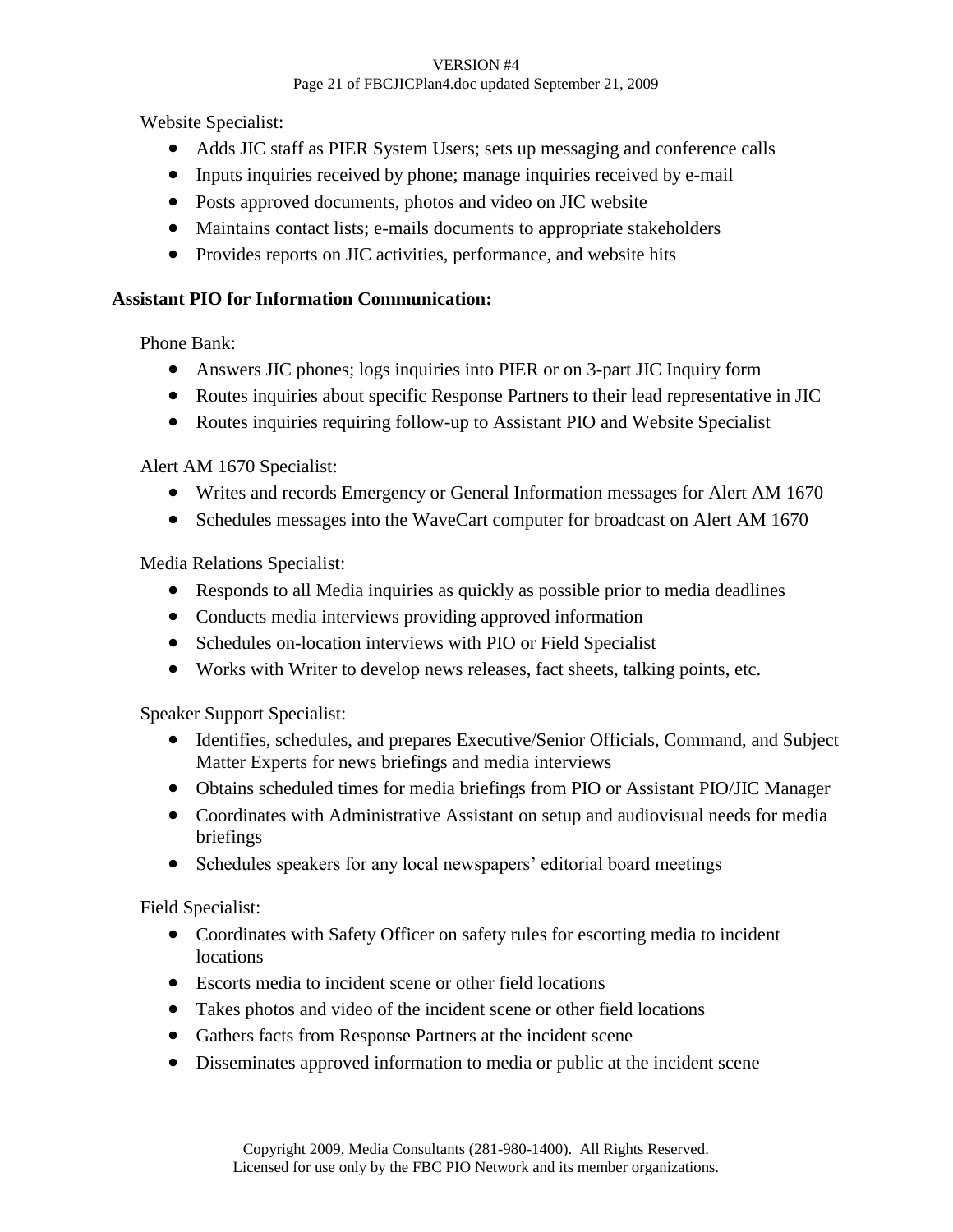Website Specialist:

- Adds JIC staff as PIER System Users; sets up messaging and conference calls
- Inputs inquiries received by phone; manage inquiries received by e-mail
- Posts approved documents, photos and video on JIC website
- Maintains contact lists; e-mails documents to appropriate stakeholders
- Provides reports on JIC activities, performance, and website hits

**Assistant PIO for Information Communication:**

Phone Bank:

- Answers JIC phones; logs inquiries into PIER or on 3-part JIC Inquiry form
- Routes inquiries about specific Response Partners to their lead representative in JIC
- Routes inquiries requiring follow-up to Assistant PIO and Website Specialist

Alert AM 1670 Specialist:

- Writes and records Emergency or General Information messages for Alert AM 1670
- Schedules messages into the WaveCart computer for broadcast on Alert AM 1670

Media Relations Specialist:

- Responds to all Media inquiries as quickly as possible prior to media deadlines
- Conducts media interviews providing approved information
- Schedules on-location interviews with PIO or Field Specialist
- Works with Writer to develop news releases, fact sheets, talking points, etc.

Speaker Support Specialist:

- Identifies, schedules, and prepares Executive/Senior Officials, Command, and Subject Matter Experts for news briefings and media interviews
- Obtains scheduled times for media briefings from PIO or Assistant PIO/JIC Manager
- Coordinates with Administrative Assistant on setup and audiovisual needs for media briefings
- Schedules speakers for any local newspapers' editorial board meetings

Field Specialist:

- Coordinates with Safety Officer on safety rules for escorting media to incident locations
- Escorts media to incident scene or other field locations
- Takes photos and video of the incident scene or other field locations
- Gathers facts from Response Partners at the incident scene
- Disseminates approved information to media or public at the incident scene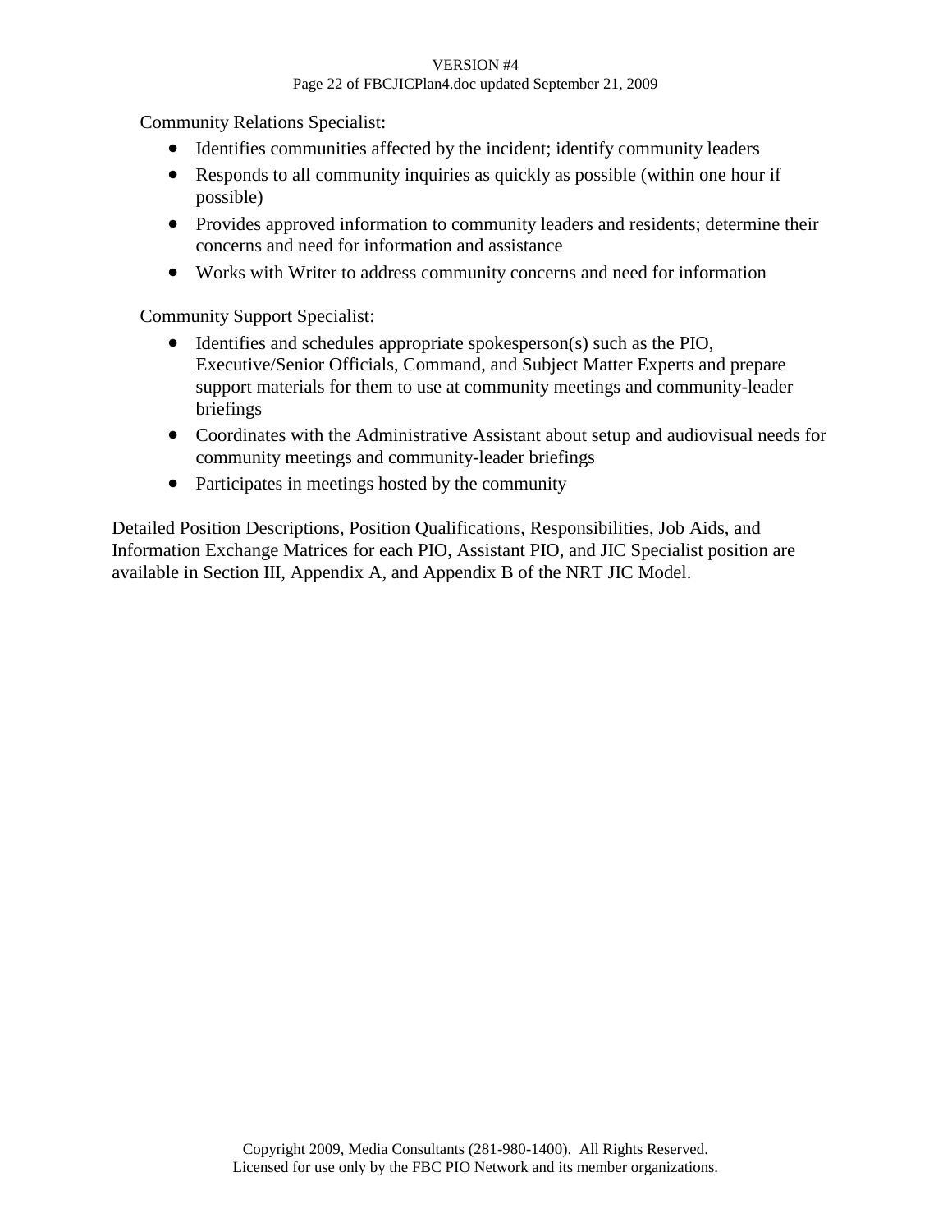Community Relations Specialist:

- Identifies communities affected by the incident; identify community leaders
- Responds to all community inquiries as quickly as possible (within one hour if possible)
- Provides approved information to community leaders and residents; determine their concerns and need for information and assistance
- Works with Writer to address community concerns and need for information

Community Support Specialist:

- Identifies and schedules appropriate spokesperson(s) such as the PIO, Executive/Senior Officials, Command, and Subject Matter Experts and prepare support materials for them to use at community meetings and community-leader briefings
- Coordinates with the Administrative Assistant about setup and audiovisual needs for community meetings and community-leader briefings
- Participates in meetings hosted by the community

Detailed Position Descriptions, Position Qualifications, Responsibilities, Job Aids, and Information Exchange Matrices for each PIO, Assistant PIO, and JIC Specialist position are available in Section III, Appendix A, and Appendix B of the NRT JIC Model.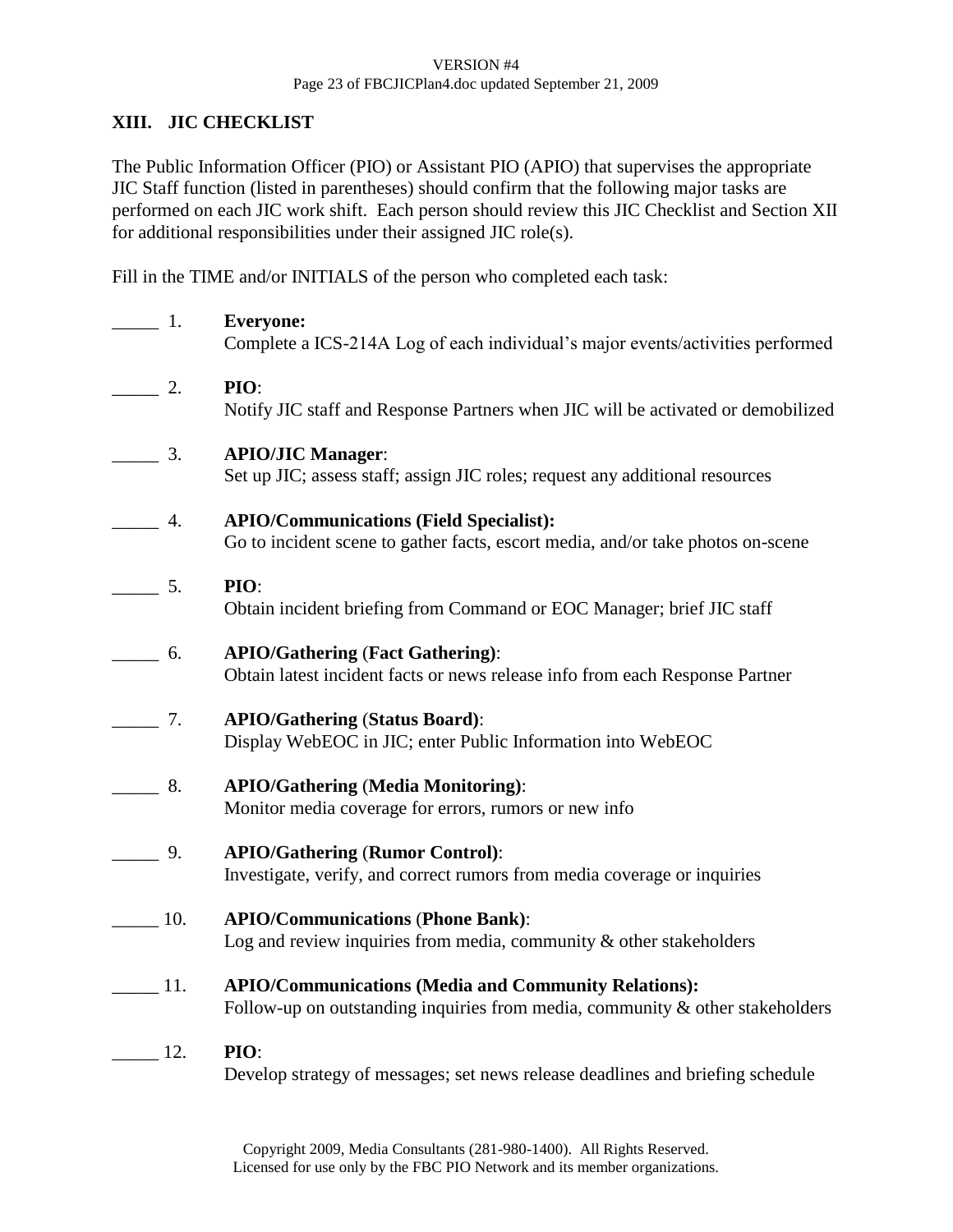## XIII. JIC CHECKLIST

The Public Information Officer (PIO) or Assistant PIO (APIO) that supervises the appropriate JIC Staff function (listed in parentheses) should confirm that the following major tasks are performed on each JIC work shift. Each person should review this JIC Checklist and Section XII for additional responsibilities under their assigned JIC role(s).

Fill in the TIME and/or INITIALS of the person who completed each task:

_____ 1. **Everyone:**
Complete a ICS-214A Log of each individual's major events/activities performed

_____ 2. **PIO**:
Notify JIC staff and Response Partners when JIC will be activated or demobilized

_____ 3. **APIO/JIC Manager**:
Set up JIC; assess staff; assign JIC roles; request any additional resources

_____ 4. **APIO/Communications (Field Specialist):**
Go to incident scene to gather facts, escort media, and/or take photos on-scene

_____ 5. **PIO**:
Obtain incident briefing from Command or EOC Manager; brief JIC staff

_____ 6. **APIO/Gathering** (**Fact Gathering)**:
Obtain latest incident facts or news release info from each Response Partner

_____ 7. **APIO/Gathering** (**Status Board)**:
Display WebEOC in JIC; enter Public Information into WebEOC

_____ 8. **APIO/Gathering** (**Media Monitoring)**:
Monitor media coverage for errors, rumors or new info

_____ 9. **APIO/Gathering** (**Rumor Control)**:
Investigate, verify, and correct rumors from media coverage or inquiries

_____ 10. **APIO/Communications** (**Phone Bank)**:
Log and review inquiries from media, community & other stakeholders

_____ 11. **APIO/Communications (Media and Community Relations):**
Follow-up on outstanding inquiries from media, community & other stakeholders

_____ 12. **PIO**:
Develop strategy of messages; set news release deadlines and briefing schedule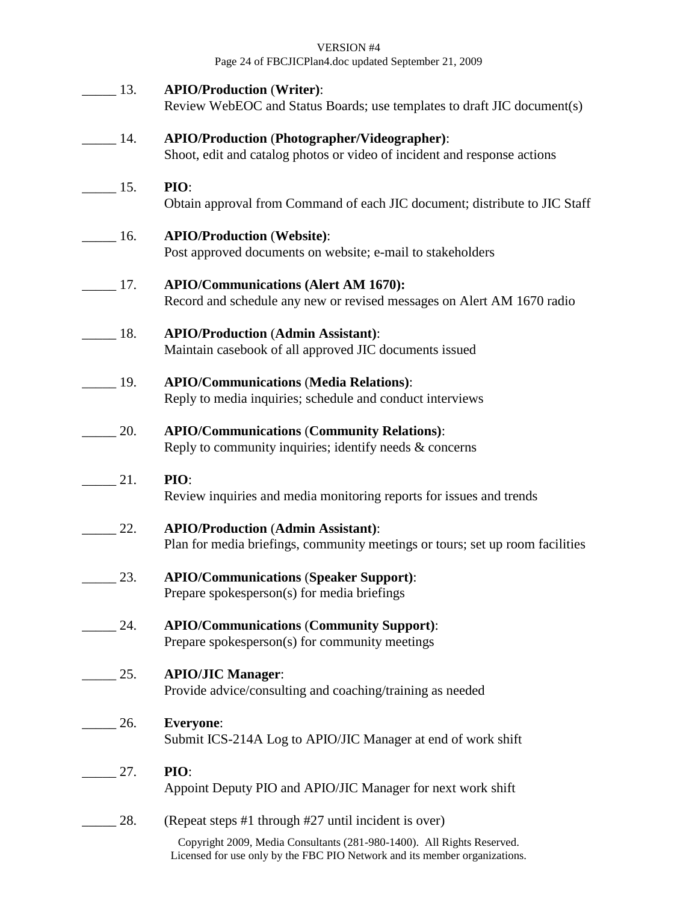_____ 13. **APIO/Production** (**Writer)**:
Review WebEOC and Status Boards; use templates to draft JIC document(s)

_____ 14. **APIO/Production** (**Photographer/Videographer)**:
Shoot, edit and catalog photos or video of incident and response actions

_____ 15. **PIO**:
Obtain approval from Command of each JIC document; distribute to JIC Staff

_____ 16. **APIO/Production** (**Website)**:
Post approved documents on website; e-mail to stakeholders

_____ 17. **APIO/Communications (Alert AM 1670):**
Record and schedule any new or revised messages on Alert AM 1670 radio

_____ 18. **APIO/Production** (**Admin Assistant)**:
Maintain casebook of all approved JIC documents issued

_____ 19. **APIO/Communications** (**Media Relations)**:
Reply to media inquiries; schedule and conduct interviews

_____ 20. **APIO/Communications** (**Community Relations)**:
Reply to community inquiries; identify needs & concerns

_____ 21. **PIO**:
Review inquiries and media monitoring reports for issues and trends

_____ 22. **APIO/Production** (**Admin Assistant)**:
Plan for media briefings, community meetings or tours; set up room facilities

_____ 23. **APIO/Communications** (**Speaker Support)**:
Prepare spokesperson(s) for media briefings

_____ 24. **APIO/Communications** (**Community Support)**:
Prepare spokesperson(s) for community meetings

_____ 25. **APIO/JIC Manager**:
Provide advice/consulting and coaching/training as needed

_____ 26. **Everyone**:
Submit ICS-214A Log to APIO/JIC Manager at end of work shift

_____ 27. **PIO**:
Appoint Deputy PIO and APIO/JIC Manager for next work shift

_____ 28. (Repeat steps #1 through #27 until incident is over)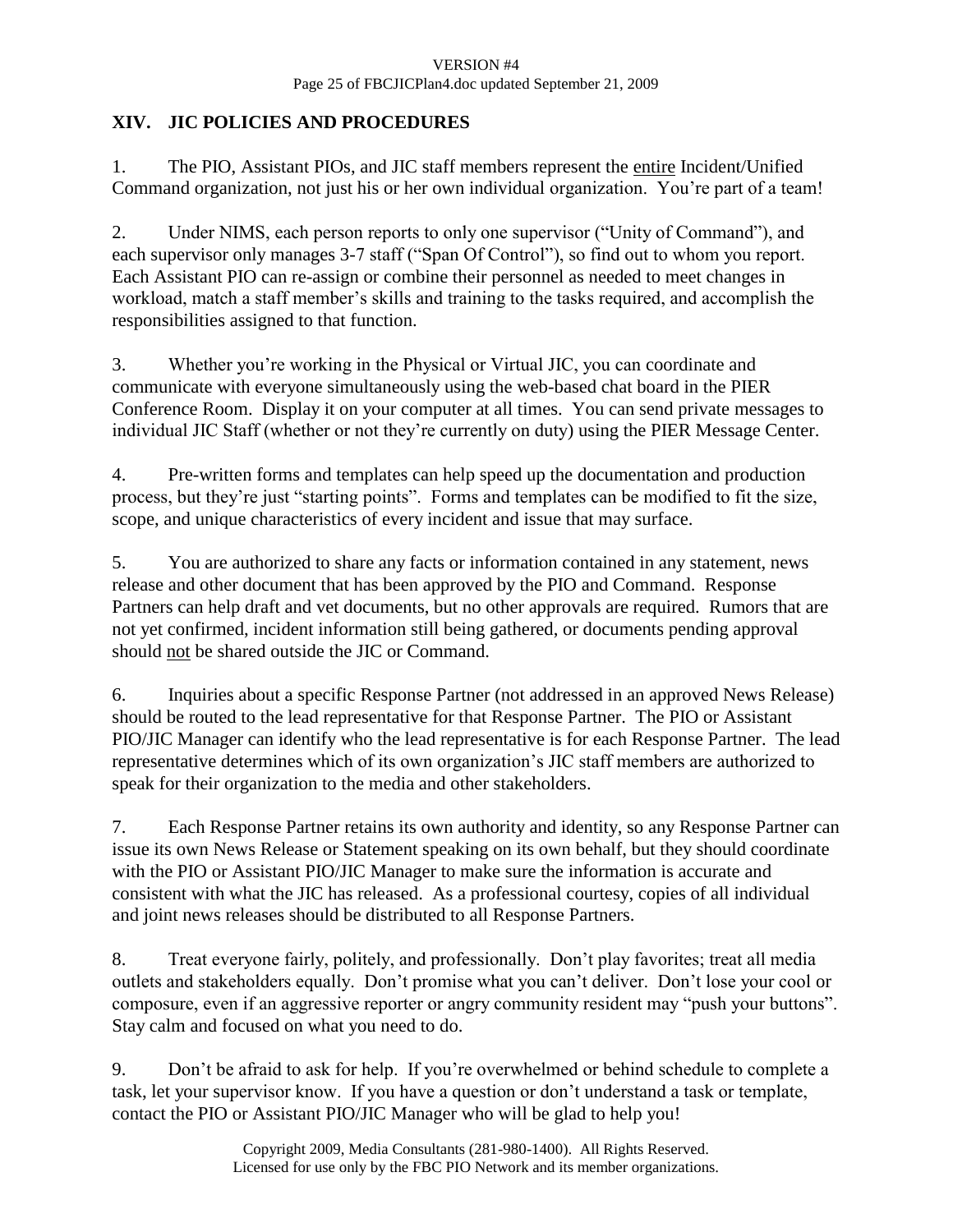## XIV. JIC POLICIES AND PROCEDURES

1. The PIO, Assistant PIOs, and JIC staff members represent the <u>entire</u> Incident/Unified Command organization, not just his or her own individual organization. You're part of a team!

2. Under NIMS, each person reports to only one supervisor ("Unity of Command"), and each supervisor only manages 3-7 staff ("Span Of Control"), so find out to whom you report. Each Assistant PIO can re-assign or combine their personnel as needed to meet changes in workload, match a staff member's skills and training to the tasks required, and accomplish the responsibilities assigned to that function.

3. Whether you're working in the Physical or Virtual JIC, you can coordinate and communicate with everyone simultaneously using the web-based chat board in the PIER Conference Room. Display it on your computer at all times. You can send private messages to individual JIC Staff (whether or not they're currently on duty) using the PIER Message Center.

4. Pre-written forms and templates can help speed up the documentation and production process, but they're just "starting points". Forms and templates can be modified to fit the size, scope, and unique characteristics of every incident and issue that may surface.

5. You are authorized to share any facts or information contained in any statement, news release and other document that has been approved by the PIO and Command. Response Partners can help draft and vet documents, but no other approvals are required. Rumors that are not yet confirmed, incident information still being gathered, or documents pending approval should <u>not</u> be shared outside the JIC or Command.

6. Inquiries about a specific Response Partner (not addressed in an approved News Release) should be routed to the lead representative for that Response Partner. The PIO or Assistant PIO/JIC Manager can identify who the lead representative is for each Response Partner. The lead representative determines which of its own organization's JIC staff members are authorized to speak for their organization to the media and other stakeholders.

7. Each Response Partner retains its own authority and identity, so any Response Partner can issue its own News Release or Statement speaking on its own behalf, but they should coordinate with the PIO or Assistant PIO/JIC Manager to make sure the information is accurate and consistent with what the JIC has released. As a professional courtesy, copies of all individual and joint news releases should be distributed to all Response Partners.

8. Treat everyone fairly, politely, and professionally. Don't play favorites; treat all media outlets and stakeholders equally. Don't promise what you can't deliver. Don't lose your cool or composure, even if an aggressive reporter or angry community resident may "push your buttons". Stay calm and focused on what you need to do.

9. Don't be afraid to ask for help. If you're overwhelmed or behind schedule to complete a task, let your supervisor know. If you have a question or don't understand a task or template, contact the PIO or Assistant PIO/JIC Manager who will be glad to help you!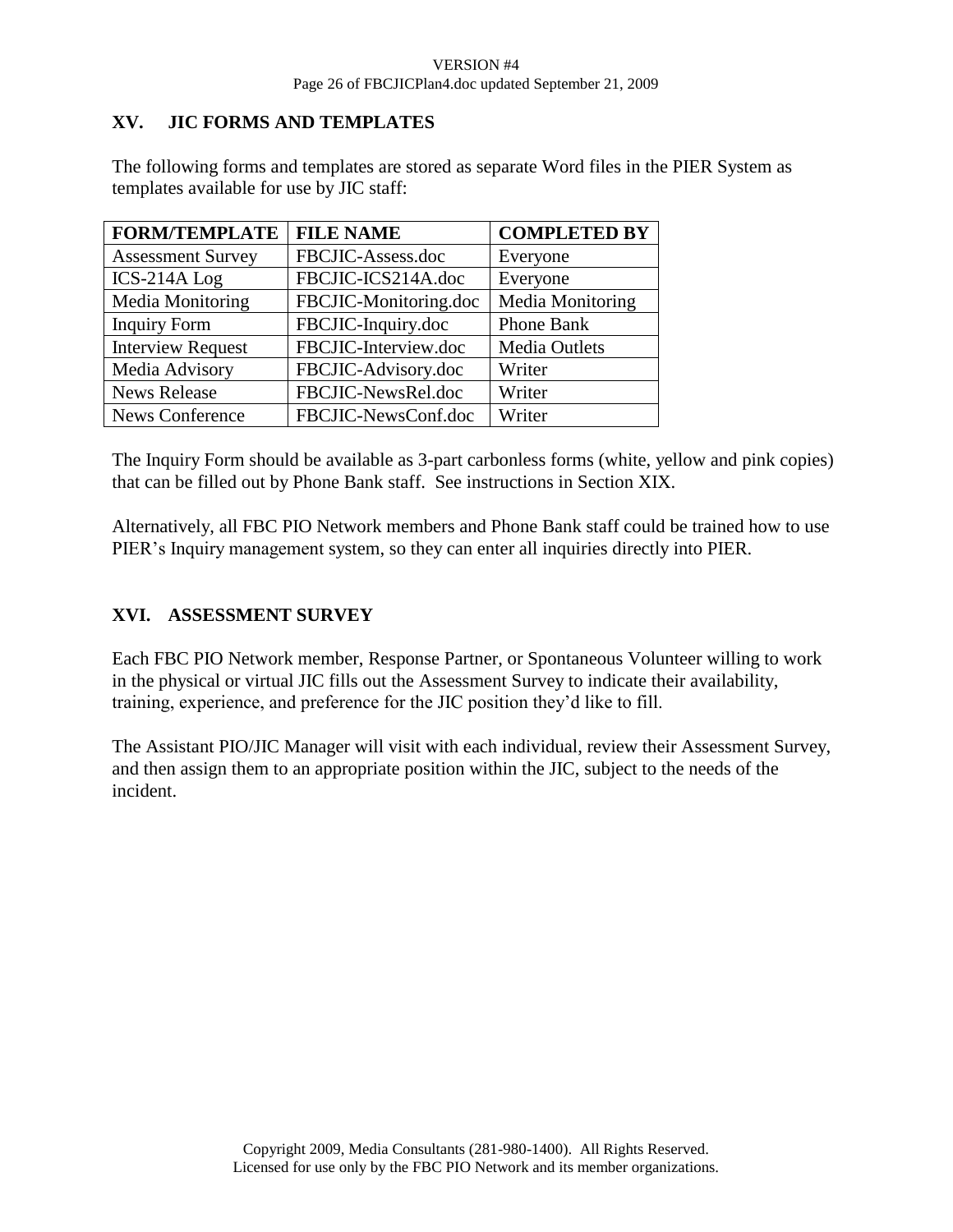## XV. JIC FORMS AND TEMPLATES

The following forms and templates are stored as separate Word files in the PIER System as templates available for use by JIC staff:

| FORM/TEMPLATE | FILE NAME | COMPLETED BY |
|---|---|---|
| Assessment Survey | FBCJIC-Assess.doc | Everyone |
| ICS-214A Log | FBCJIC-ICS214A.doc | Everyone |
| Media Monitoring | FBCJIC-Monitoring.doc | Media Monitoring |
| Inquiry Form | FBCJIC-Inquiry.doc | Phone Bank |
| Interview Request | FBCJIC-Interview.doc | Media Outlets |
| Media Advisory | FBCJIC-Advisory.doc | Writer |
| News Release | FBCJIC-NewsRel.doc | Writer |
| News Conference | FBCJIC-NewsConf.doc | Writer |

The Inquiry Form should be available as 3-part carbonless forms (white, yellow and pink copies) that can be filled out by Phone Bank staff. See instructions in Section XIX.

Alternatively, all FBC PIO Network members and Phone Bank staff could be trained how to use PIER's Inquiry management system, so they can enter all inquiries directly into PIER.

## XVI. ASSESSMENT SURVEY

Each FBC PIO Network member, Response Partner, or Spontaneous Volunteer willing to work in the physical or virtual JIC fills out the Assessment Survey to indicate their availability, training, experience, and preference for the JIC position they'd like to fill.

The Assistant PIO/JIC Manager will visit with each individual, review their Assessment Survey, and then assign them to an appropriate position within the JIC, subject to the needs of the incident.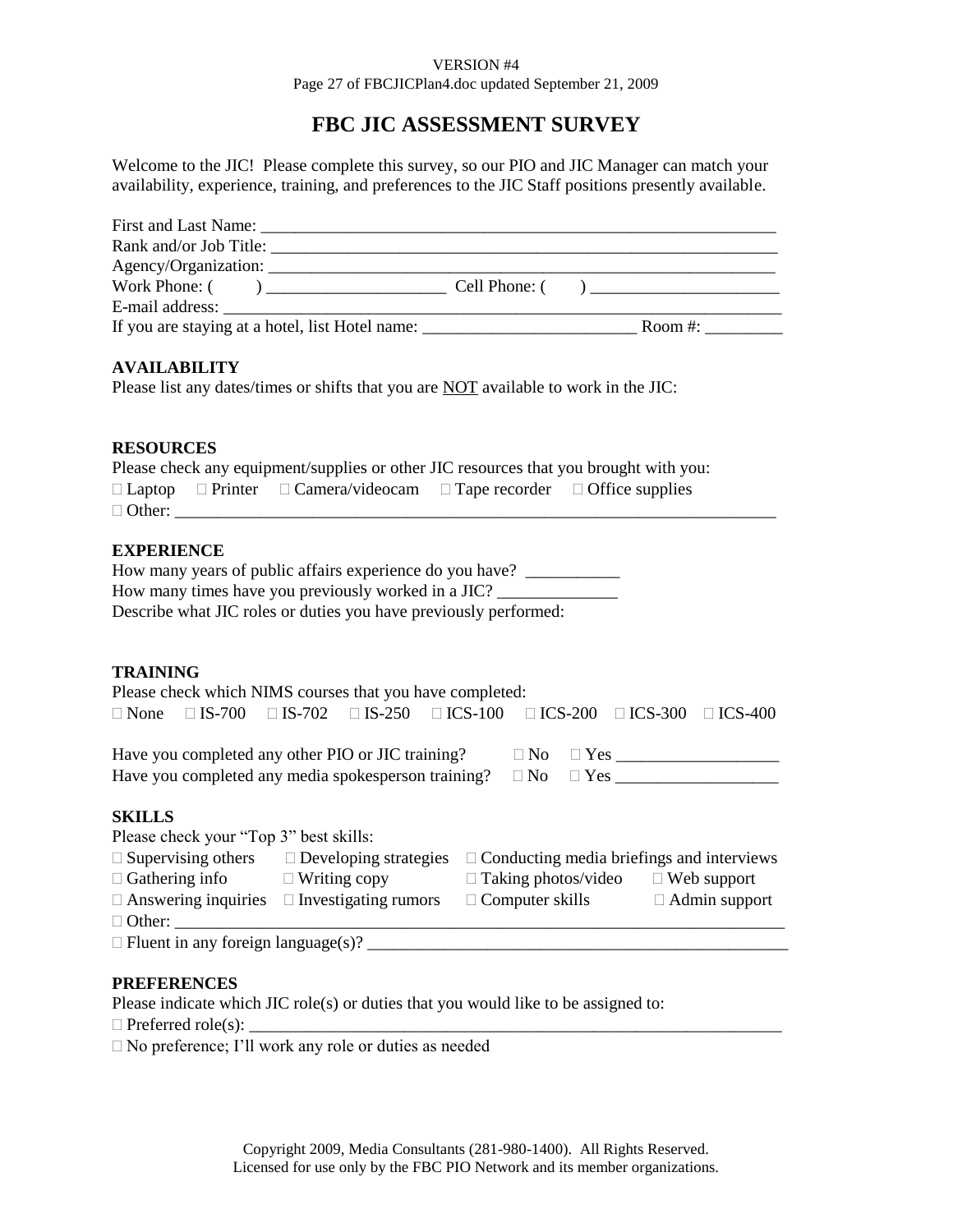# FBC JIC ASSESSMENT SURVEY

Welcome to the JIC! Please complete this survey, so our PIO and JIC Manager can match your availability, experience, training, and preferences to the JIC Staff positions presently available.

First and Last Name: ______________________________________________________________

Rank and/or Job Title: ______________________________________________________________

Agency/Organization: ______________________________________________________________

Work Phone: ( ) ____________________ Cell Phone: ( ) ______________________

E-mail address: ____________________________________________________________________

If you are staying at a hotel, list Hotel name: ________________________ Room #: _________

## AVAILABILITY

Please list any dates/times or shifts that you are NOT available to work in the JIC:

## RESOURCES

Please check any equipment/supplies or other JIC resources that you brought with you:

☐ Laptop ☐ Printer ☐ Camera/videocam ☐ Tape recorder ☐ Office supplies

☐ Other: _________________________________________________________________________

## EXPERIENCE

How many years of public affairs experience do you have? ___________

How many times have you previously worked in a JIC? ______________

Describe what JIC roles or duties you have previously performed:

## TRAINING

Please check which NIMS courses that you have completed:

☐ None ☐ IS-700 ☐ IS-702 ☐ IS-250 ☐ ICS-100 ☐ ICS-200 ☐ ICS-300 ☐ ICS-400

Have you completed any other PIO or JIC training? ☐ No ☐ Yes ___________________

Have you completed any media spokesperson training? ☐ No ☐ Yes ___________________

## SKILLS

Please check your "Top 3" best skills:

☐ Supervising others ☐ Developing strategies ☐ Conducting media briefings and interviews

☐ Gathering info ☐ Writing copy ☐ Taking photos/video ☐ Web support

☐ Answering inquiries ☐ Investigating rumors ☐ Computer skills ☐ Admin support

☐ Other: _________________________________________________________________________

☐ Fluent in any foreign language(s)? ___________________________________________________

## PREFERENCES

Please indicate which JIC role(s) or duties that you would like to be assigned to:

☐ Preferred role(s): _________________________________________________________________

☐ No preference; I'll work any role or duties as needed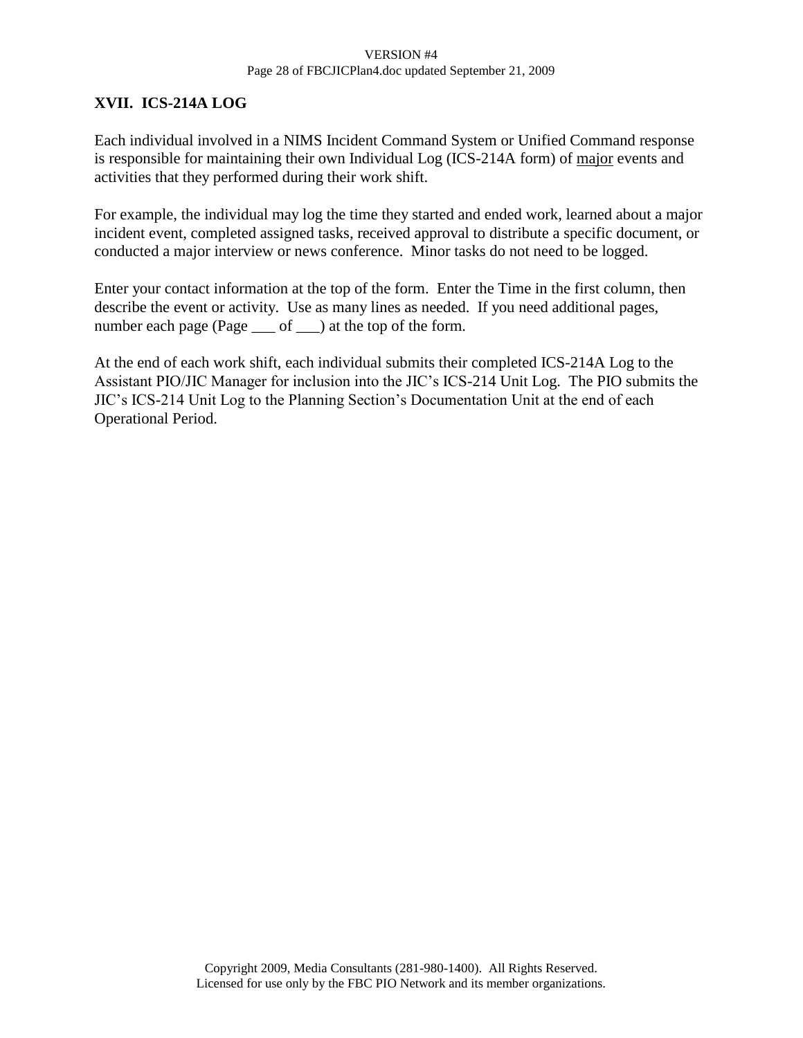## XVII. ICS-214A LOG

Each individual involved in a NIMS Incident Command System or Unified Command response is responsible for maintaining their own Individual Log (ICS-214A form) of <u>major</u> events and activities that they performed during their work shift.

For example, the individual may log the time they started and ended work, learned about a major incident event, completed assigned tasks, received approval to distribute a specific document, or conducted a major interview or news conference. Minor tasks do not need to be logged.

Enter your contact information at the top of the form. Enter the Time in the first column, then describe the event or activity. Use as many lines as needed. If you need additional pages, number each page (Page ___ of ___) at the top of the form.

At the end of each work shift, each individual submits their completed ICS-214A Log to the Assistant PIO/JIC Manager for inclusion into the JIC's ICS-214 Unit Log. The PIO submits the JIC's ICS-214 Unit Log to the Planning Section's Documentation Unit at the end of each Operational Period.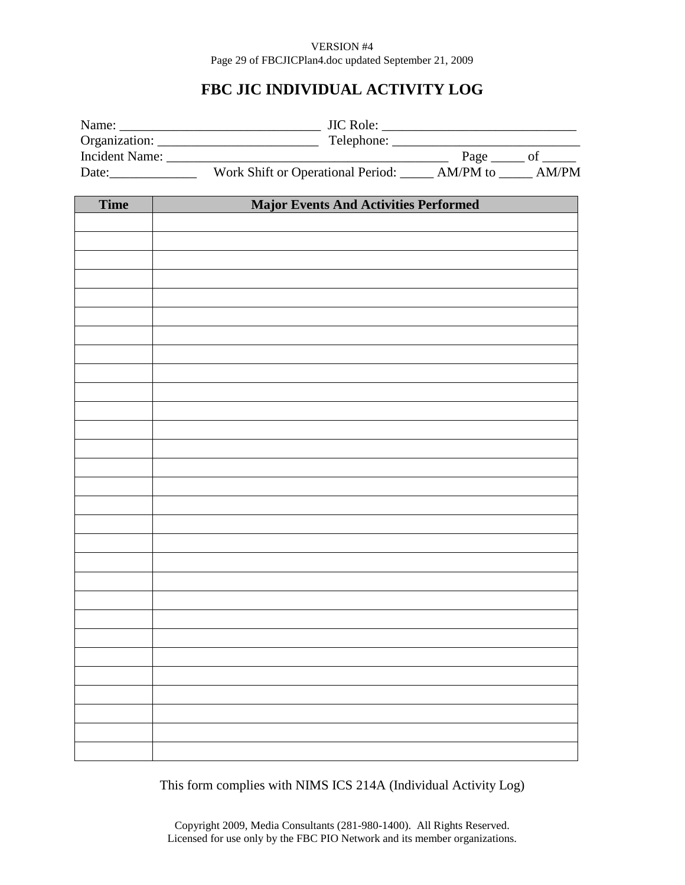# FBC JIC INDIVIDUAL ACTIVITY LOG

Name: ______________________________ JIC Role: _____________________________
Organization: ________________________ Telephone: ____________________________
Incident Name: ___________________________________________ Page _____ of _____
Date:_____________ Work Shift or Operational Period: _____ AM/PM to _____ AM/PM

| Time | Major Events And Activities Performed |
|---|---|
| | |
| | |
| | |
| | |
| | |
| | |
| | |
| | |
| | |
| | |
| | |
| | |
| | |
| | |
| | |
| | |
| | |
| | |
| | |
| | |
| | |
| | |
| | |
| | |
| | |
| | |
| | |
| | |
| | |
| | |

This form complies with NIMS ICS 214A (Individual Activity Log)

Copyright 2009, Media Consultants (281-980-1400). All Rights Reserved.
Licensed for use only by the FBC PIO Network and its member organizations.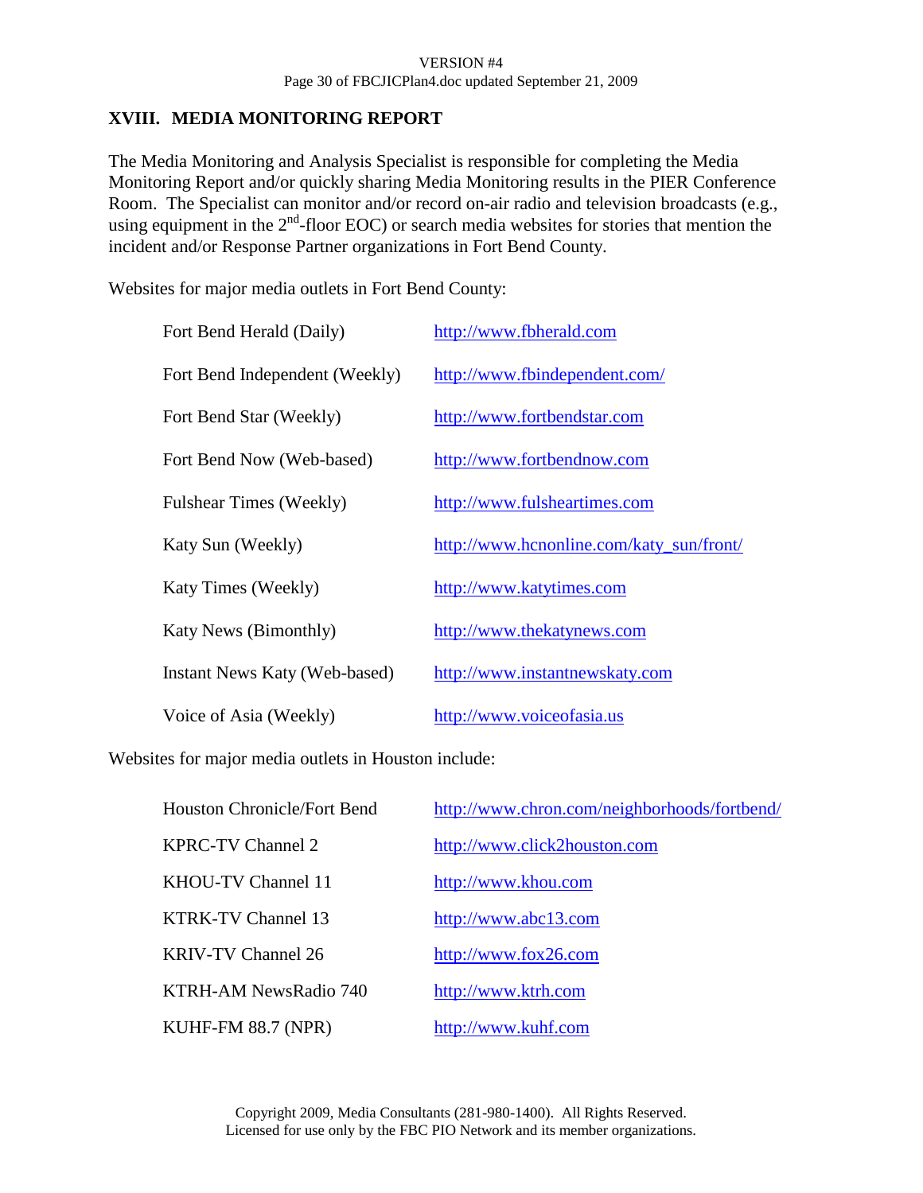## XVIII. MEDIA MONITORING REPORT

The Media Monitoring and Analysis Specialist is responsible for completing the Media Monitoring Report and/or quickly sharing Media Monitoring results in the PIER Conference Room. The Specialist can monitor and/or record on-air radio and television broadcasts (e.g., using equipment in the 2nd-floor EOC) or search media websites for stories that mention the incident and/or Response Partner organizations in Fort Bend County.

Websites for major media outlets in Fort Bend County:

| | |
|---|---|
| Fort Bend Herald (Daily) | http://www.fbherald.com |
| Fort Bend Independent (Weekly) | http://www.fbindependent.com/ |
| Fort Bend Star (Weekly) | http://www.fortbendstar.com |
| Fort Bend Now (Web-based) | http://www.fortbendnow.com |
| Fulshear Times (Weekly) | http://www.fulsheartimes.com |
| Katy Sun (Weekly) | http://www.hcnonline.com/katy_sun/front/ |
| Katy Times (Weekly) | http://www.katytimes.com |
| Katy News (Bimonthly) | http://www.thekatynews.com |
| Instant News Katy (Web-based) | http://www.instantnewskaty.com |
| Voice of Asia (Weekly) | http://www.voiceofasia.us |

Websites for major media outlets in Houston include:

| | |
|---|---|
| Houston Chronicle/Fort Bend | http://www.chron.com/neighborhoods/fortbend/ |
| KPRC-TV Channel 2 | http://www.click2houston.com |
| KHOU-TV Channel 11 | http://www.khou.com |
| KTRK-TV Channel 13 | http://www.abc13.com |
| KRIV-TV Channel 26 | http://www.fox26.com |
| KTRH-AM NewsRadio 740 | http://www.ktrh.com |
| KUHF-FM 88.7 (NPR) | http://www.kuhf.com |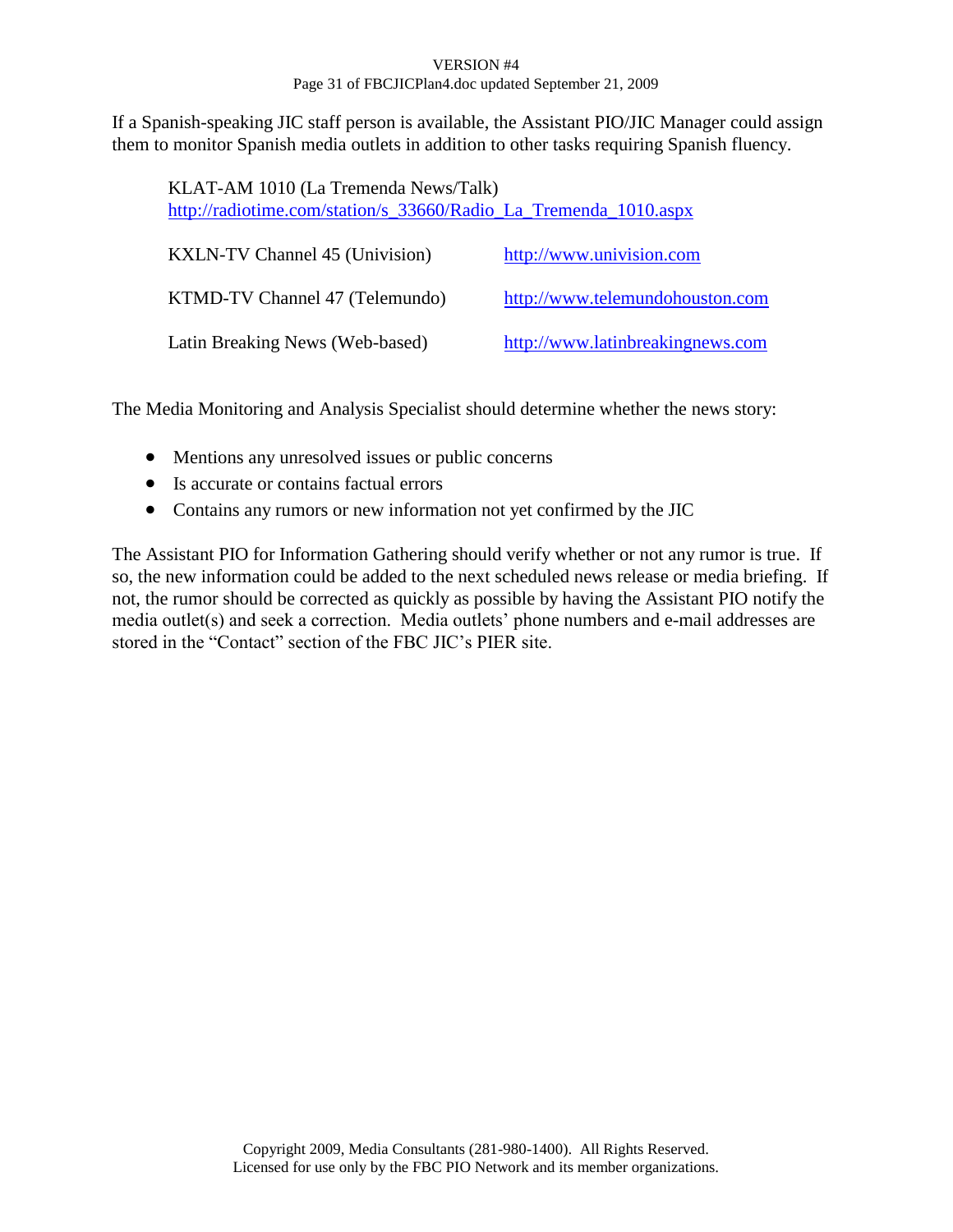If a Spanish-speaking JIC staff person is available, the Assistant PIO/JIC Manager could assign them to monitor Spanish media outlets in addition to other tasks requiring Spanish fluency.

KLAT-AM 1010 (La Tremenda News/Talk)
http://radiotime.com/station/s_33660/Radio_La_Tremenda_1010.aspx

| | |
|---|---|
| KXLN-TV Channel 45 (Univision) | http://www.univision.com |
| KTMD-TV Channel 47 (Telemundo) | http://www.telemundohouston.com |
| Latin Breaking News (Web-based) | http://www.latinbreakingnews.com |

The Media Monitoring and Analysis Specialist should determine whether the news story:

- Mentions any unresolved issues or public concerns
- Is accurate or contains factual errors
- Contains any rumors or new information not yet confirmed by the JIC

The Assistant PIO for Information Gathering should verify whether or not any rumor is true. If so, the new information could be added to the next scheduled news release or media briefing. If not, the rumor should be corrected as quickly as possible by having the Assistant PIO notify the media outlet(s) and seek a correction. Media outlets' phone numbers and e-mail addresses are stored in the "Contact" section of the FBC JIC's PIER site.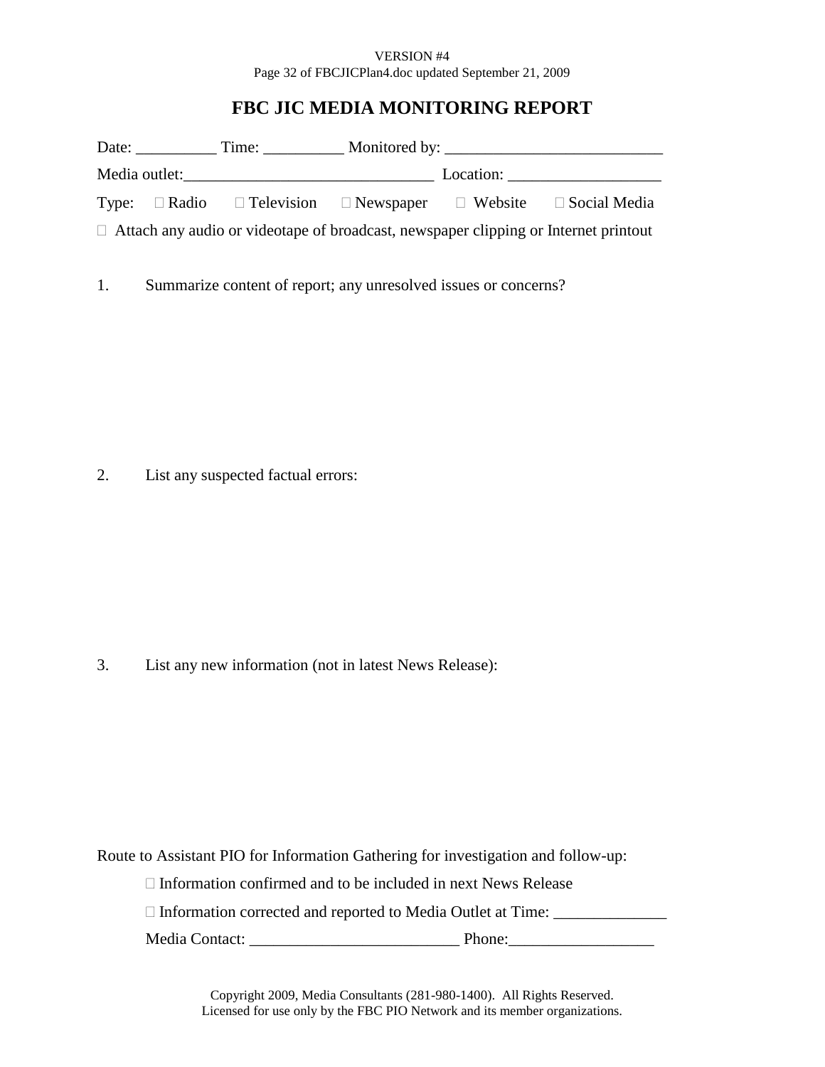# FBC JIC MEDIA MONITORING REPORT

Date: __________ Time: __________ Monitored by: ___________________________

Media outlet:_______________________________ Location: ___________________

Type: ☐ Radio ☐ Television ☐ Newspaper ☐ Website ☐ Social Media

☐ Attach any audio or videotape of broadcast, newspaper clipping or Internet printout

1. Summarize content of report; any unresolved issues or concerns?

2. List any suspected factual errors:

3. List any new information (not in latest News Release):

Route to Assistant PIO for Information Gathering for investigation and follow-up:

☐ Information confirmed and to be included in next News Release

☐ Information corrected and reported to Media Outlet at Time: ______________

Media Contact: __________________________ Phone:__________________

Copyright 2009, Media Consultants (281-980-1400). All Rights Reserved.
Licensed for use only by the FBC PIO Network and its member organizations.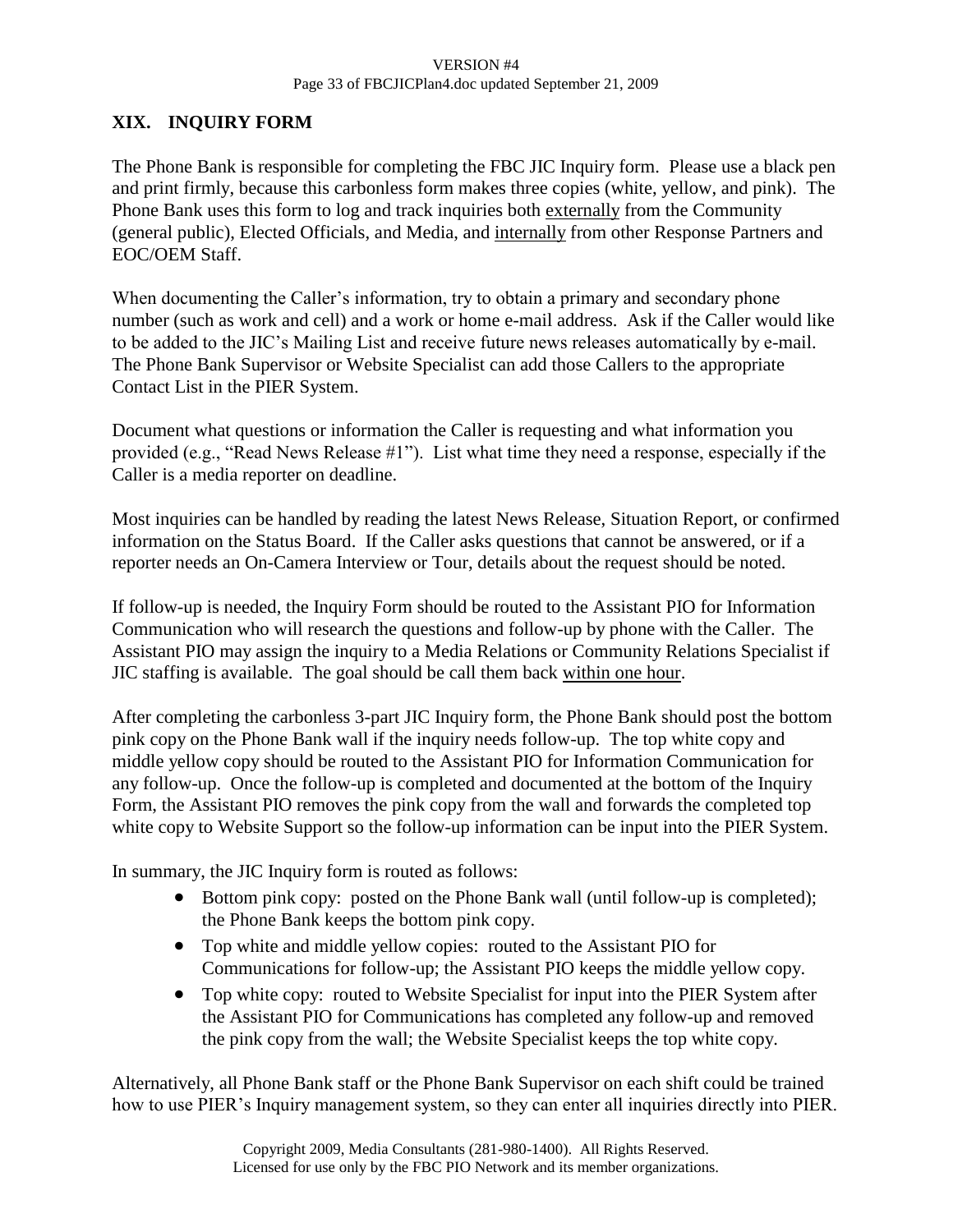## XIX. INQUIRY FORM

The Phone Bank is responsible for completing the FBC JIC Inquiry form. Please use a black pen and print firmly, because this carbonless form makes three copies (white, yellow, and pink). The Phone Bank uses this form to log and track inquiries both externally from the Community (general public), Elected Officials, and Media, and internally from other Response Partners and EOC/OEM Staff.

When documenting the Caller's information, try to obtain a primary and secondary phone number (such as work and cell) and a work or home e-mail address. Ask if the Caller would like to be added to the JIC's Mailing List and receive future news releases automatically by e-mail. The Phone Bank Supervisor or Website Specialist can add those Callers to the appropriate Contact List in the PIER System.

Document what questions or information the Caller is requesting and what information you provided (e.g., "Read News Release #1"). List what time they need a response, especially if the Caller is a media reporter on deadline.

Most inquiries can be handled by reading the latest News Release, Situation Report, or confirmed information on the Status Board. If the Caller asks questions that cannot be answered, or if a reporter needs an On-Camera Interview or Tour, details about the request should be noted.

If follow-up is needed, the Inquiry Form should be routed to the Assistant PIO for Information Communication who will research the questions and follow-up by phone with the Caller. The Assistant PIO may assign the inquiry to a Media Relations or Community Relations Specialist if JIC staffing is available. The goal should be call them back within one hour.

After completing the carbonless 3-part JIC Inquiry form, the Phone Bank should post the bottom pink copy on the Phone Bank wall if the inquiry needs follow-up. The top white copy and middle yellow copy should be routed to the Assistant PIO for Information Communication for any follow-up. Once the follow-up is completed and documented at the bottom of the Inquiry Form, the Assistant PIO removes the pink copy from the wall and forwards the completed top white copy to Website Support so the follow-up information can be input into the PIER System.

In summary, the JIC Inquiry form is routed as follows:

- Bottom pink copy: posted on the Phone Bank wall (until follow-up is completed); the Phone Bank keeps the bottom pink copy.
- Top white and middle yellow copies: routed to the Assistant PIO for Communications for follow-up; the Assistant PIO keeps the middle yellow copy.
- Top white copy: routed to Website Specialist for input into the PIER System after the Assistant PIO for Communications has completed any follow-up and removed the pink copy from the wall; the Website Specialist keeps the top white copy.

Alternatively, all Phone Bank staff or the Phone Bank Supervisor on each shift could be trained how to use PIER's Inquiry management system, so they can enter all inquiries directly into PIER.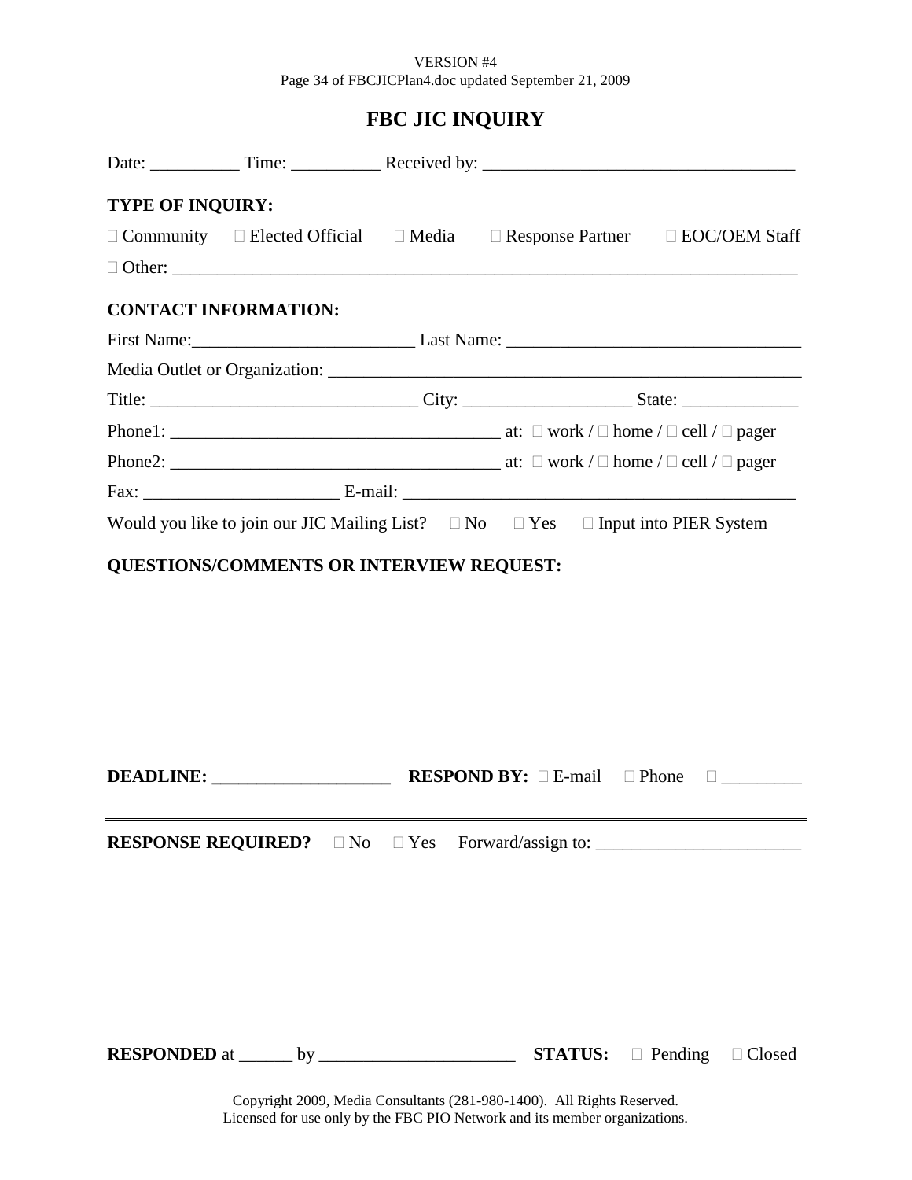# FBC JIC INQUIRY

Date: __________ Time: __________ Received by: ___________________________________

**TYPE OF INQUIRY:**

☐ Community ☐ Elected Official ☐ Media ☐ Response Partner ☐ EOC/OEM Staff

☐ Other: _______________________________________________________________________

**CONTACT INFORMATION:**

First Name:________________________ Last Name: _______________________________

Media Outlet or Organization: ____________________________________________________

Title: _____________________________ City: __________________ State: _____________

Phone1: ____________________________________ at: ☐ work / ☐ home / ☐ cell / ☐ pager

Phone2: ____________________________________ at: ☐ work / ☐ home / ☐ cell / ☐ pager

Fax: _____________________ E-mail: ___________________________________________

Would you like to join our JIC Mailing List? ☐ No ☐ Yes ☐ Input into PIER System

**QUESTIONS/COMMENTS OR INTERVIEW REQUEST:**

**DEADLINE: ___________________** **RESPOND BY:** ☐ E-mail ☐ Phone ☐ _________

---

**RESPONSE REQUIRED?** ☐ No ☐ Yes Forward/assign to: ______________________

**RESPONDED** at ______ by _____________________ **STATUS:** ☐ Pending ☐ Closed

Copyright 2009, Media Consultants (281-980-1400). All Rights Reserved.
Licensed for use only by the FBC PIO Network and its member organizations.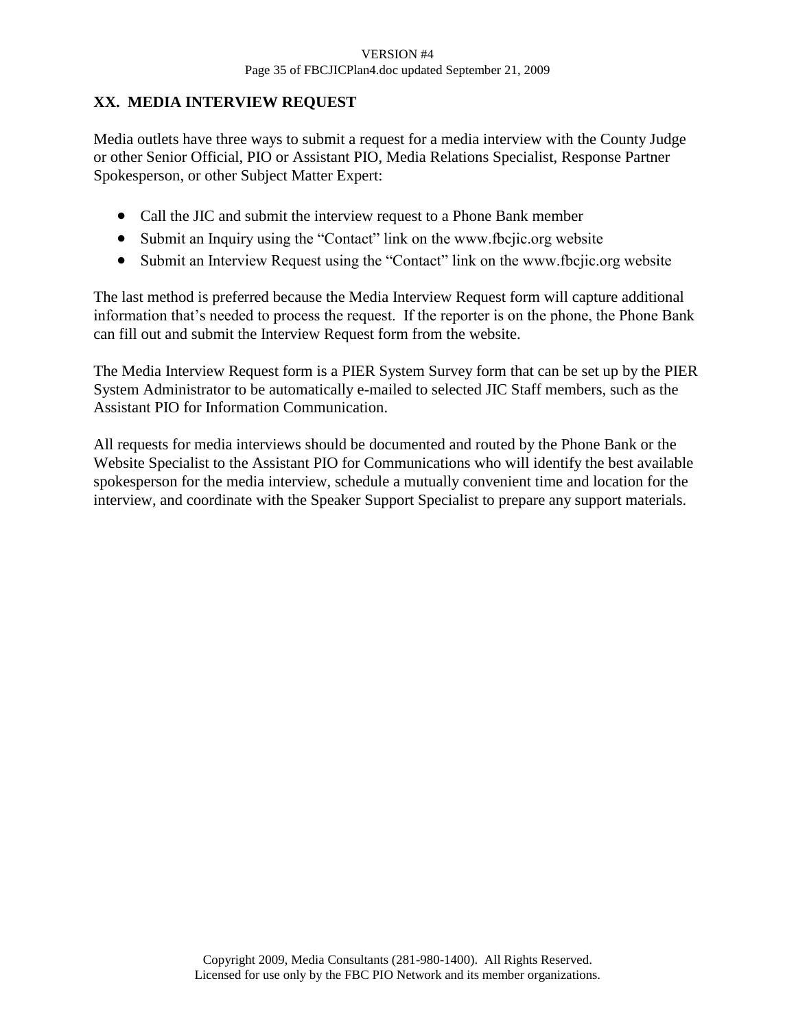## XX. MEDIA INTERVIEW REQUEST

Media outlets have three ways to submit a request for a media interview with the County Judge or other Senior Official, PIO or Assistant PIO, Media Relations Specialist, Response Partner Spokesperson, or other Subject Matter Expert:

- Call the JIC and submit the interview request to a Phone Bank member
- Submit an Inquiry using the “Contact” link on the www.fbcjic.org website
- Submit an Interview Request using the “Contact” link on the www.fbcjic.org website

The last method is preferred because the Media Interview Request form will capture additional information that’s needed to process the request. If the reporter is on the phone, the Phone Bank can fill out and submit the Interview Request form from the website.

The Media Interview Request form is a PIER System Survey form that can be set up by the PIER System Administrator to be automatically e-mailed to selected JIC Staff members, such as the Assistant PIO for Information Communication.

All requests for media interviews should be documented and routed by the Phone Bank or the Website Specialist to the Assistant PIO for Communications who will identify the best available spokesperson for the media interview, schedule a mutually convenient time and location for the interview, and coordinate with the Speaker Support Specialist to prepare any support materials.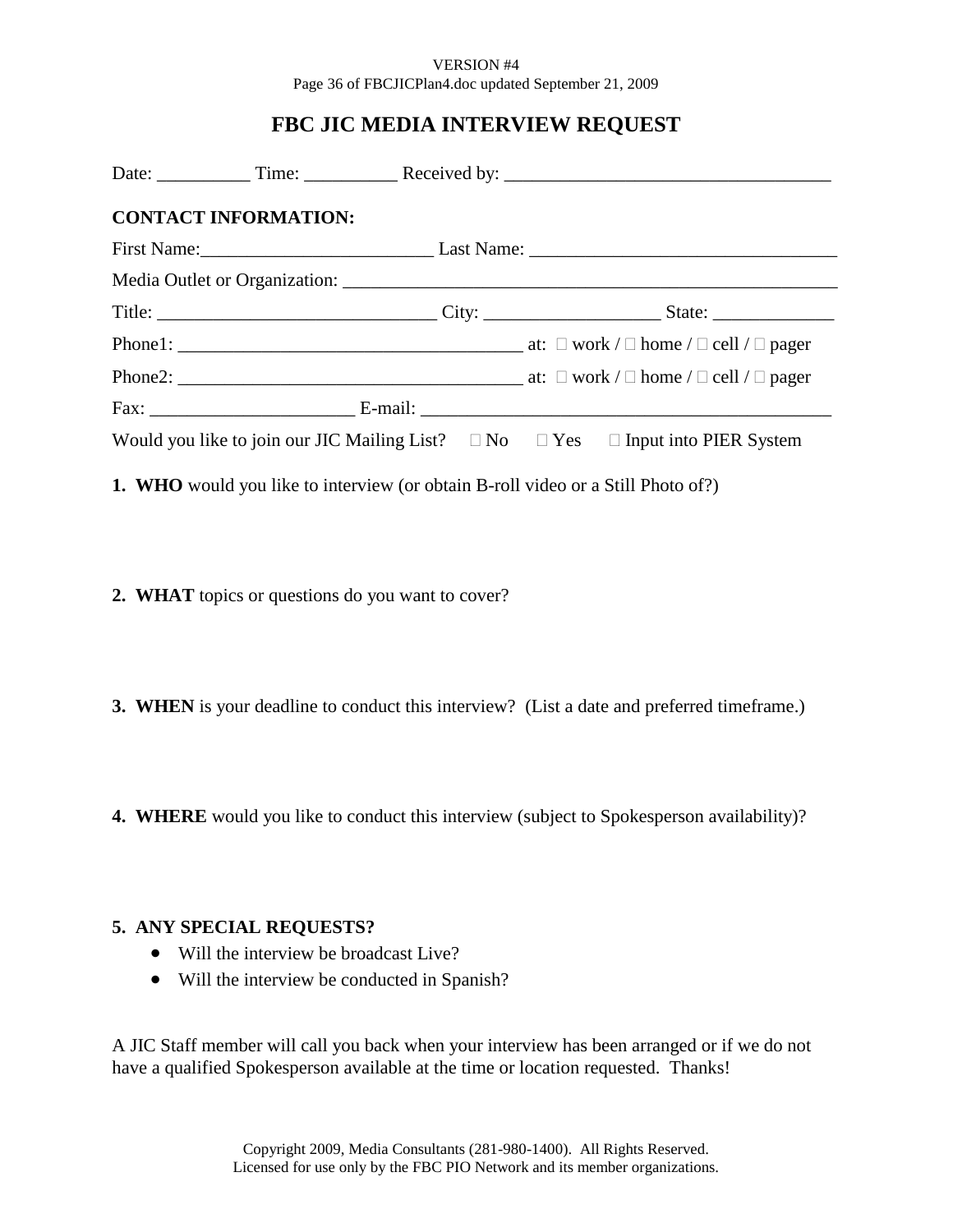# FBC JIC MEDIA INTERVIEW REQUEST

Date: __________ Time: __________ Received by: ___________________________________

**CONTACT INFORMATION:**

First Name:_________________________ Last Name: _________________________________

Media Outlet or Organization: ______________________________________________________

Title: ______________________________ City: ___________________ State: _____________

Phone1: _____________________________________ at: ☐ work / ☐ home / ☐ cell / ☐ pager

Phone2: _____________________________________ at: ☐ work / ☐ home / ☐ cell / ☐ pager

Fax: ______________________ E-mail: _____________________________________________

Would you like to join our JIC Mailing List? ☐ No ☐ Yes ☐ Input into PIER System

**1. WHO** would you like to interview (or obtain B-roll video or a Still Photo of?)

**2. WHAT** topics or questions do you want to cover?

**3. WHEN** is your deadline to conduct this interview? (List a date and preferred timeframe.)

**4. WHERE** would you like to conduct this interview (subject to Spokesperson availability)?

**5. ANY SPECIAL REQUESTS?**

- Will the interview be broadcast Live?
- Will the interview be conducted in Spanish?

A JIC Staff member will call you back when your interview has been arranged or if we do not have a qualified Spokesperson available at the time or location requested. Thanks!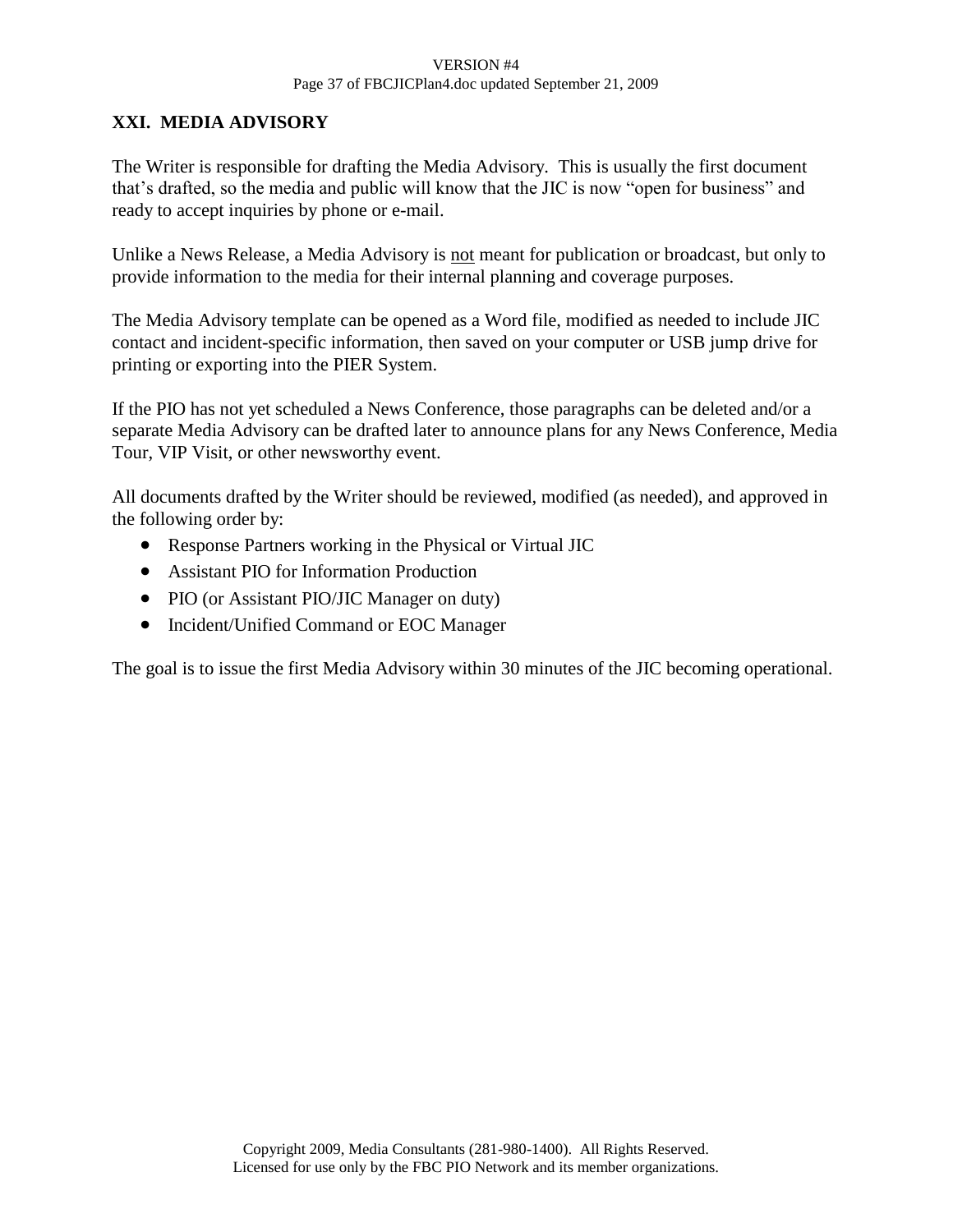## XXI. MEDIA ADVISORY

The Writer is responsible for drafting the Media Advisory. This is usually the first document that's drafted, so the media and public will know that the JIC is now "open for business" and ready to accept inquiries by phone or e-mail.

Unlike a News Release, a Media Advisory is <u>not</u> meant for publication or broadcast, but only to provide information to the media for their internal planning and coverage purposes.

The Media Advisory template can be opened as a Word file, modified as needed to include JIC contact and incident-specific information, then saved on your computer or USB jump drive for printing or exporting into the PIER System.

If the PIO has not yet scheduled a News Conference, those paragraphs can be deleted and/or a separate Media Advisory can be drafted later to announce plans for any News Conference, Media Tour, VIP Visit, or other newsworthy event.

All documents drafted by the Writer should be reviewed, modified (as needed), and approved in the following order by:

- Response Partners working in the Physical or Virtual JIC
- Assistant PIO for Information Production
- PIO (or Assistant PIO/JIC Manager on duty)
- Incident/Unified Command or EOC Manager

The goal is to issue the first Media Advisory within 30 minutes of the JIC becoming operational.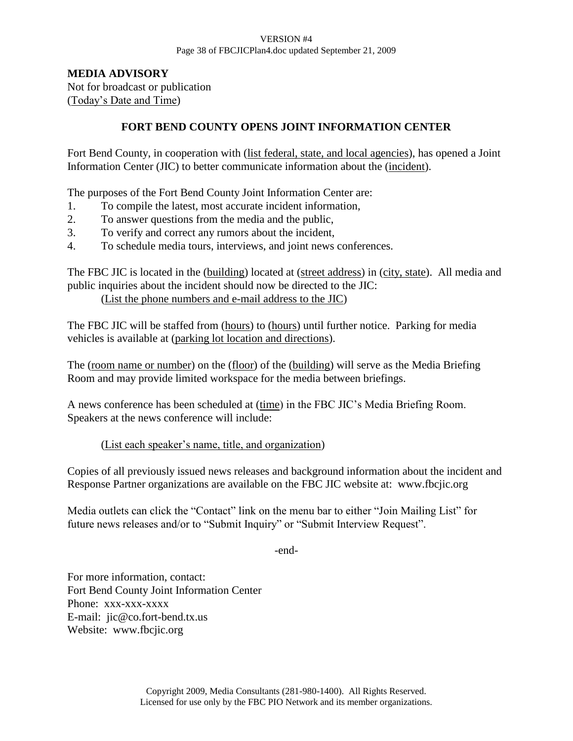**MEDIA ADVISORY**
Not for broadcast or publication
(Today's Date and Time)

**FORT BEND COUNTY OPENS JOINT INFORMATION CENTER**

Fort Bend County, in cooperation with (list federal, state, and local agencies), has opened a Joint Information Center (JIC) to better communicate information about the (incident).

The purposes of the Fort Bend County Joint Information Center are:

1. To compile the latest, most accurate incident information,
2. To answer questions from the media and the public,
3. To verify and correct any rumors about the incident,
4. To schedule media tours, interviews, and joint news conferences.

The FBC JIC is located in the (building) located at (street address) in (city, state). All media and public inquiries about the incident should now be directed to the JIC:

(List the phone numbers and e-mail address to the JIC)

The FBC JIC will be staffed from (hours) to (hours) until further notice. Parking for media vehicles is available at (parking lot location and directions).

The (room name or number) on the (floor) of the (building) will serve as the Media Briefing Room and may provide limited workspace for the media between briefings.

A news conference has been scheduled at (time) in the FBC JIC's Media Briefing Room. Speakers at the news conference will include:

(List each speaker's name, title, and organization)

Copies of all previously issued news releases and background information about the incident and Response Partner organizations are available on the FBC JIC website at: www.fbcjic.org

Media outlets can click the "Contact" link on the menu bar to either "Join Mailing List" for future news releases and/or to "Submit Inquiry" or "Submit Interview Request".

-end-

For more information, contact:
Fort Bend County Joint Information Center
Phone: xxx-xxx-xxxx
E-mail: jic@co.fort-bend.tx.us
Website: www.fbcjic.org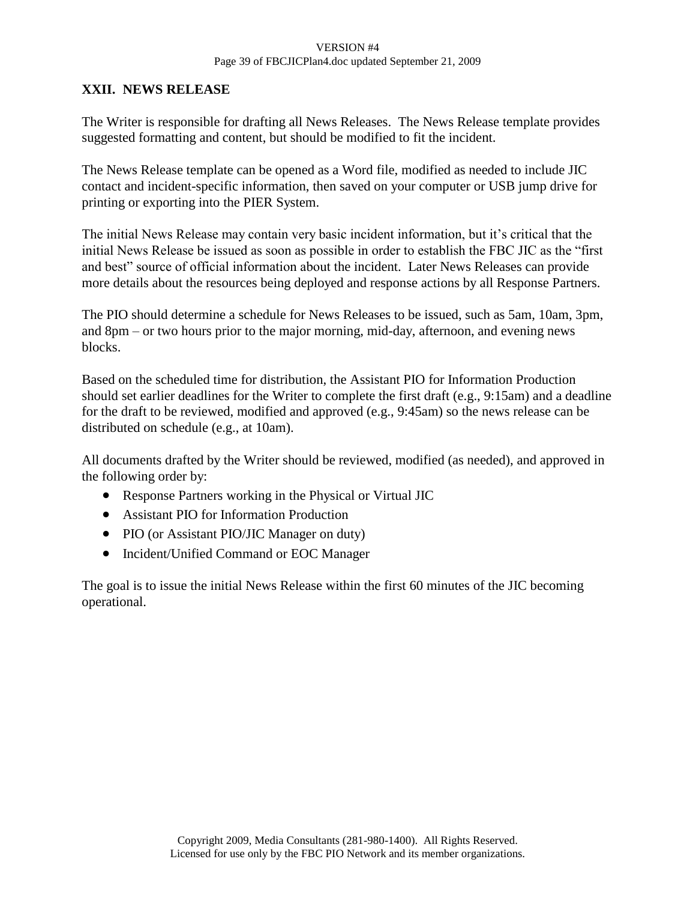## XXII. NEWS RELEASE

The Writer is responsible for drafting all News Releases. The News Release template provides suggested formatting and content, but should be modified to fit the incident.

The News Release template can be opened as a Word file, modified as needed to include JIC contact and incident-specific information, then saved on your computer or USB jump drive for printing or exporting into the PIER System.

The initial News Release may contain very basic incident information, but it's critical that the initial News Release be issued as soon as possible in order to establish the FBC JIC as the "first and best" source of official information about the incident. Later News Releases can provide more details about the resources being deployed and response actions by all Response Partners.

The PIO should determine a schedule for News Releases to be issued, such as 5am, 10am, 3pm, and 8pm – or two hours prior to the major morning, mid-day, afternoon, and evening news blocks.

Based on the scheduled time for distribution, the Assistant PIO for Information Production should set earlier deadlines for the Writer to complete the first draft (e.g., 9:15am) and a deadline for the draft to be reviewed, modified and approved (e.g., 9:45am) so the news release can be distributed on schedule (e.g., at 10am).

All documents drafted by the Writer should be reviewed, modified (as needed), and approved in the following order by:

- Response Partners working in the Physical or Virtual JIC
- Assistant PIO for Information Production
- PIO (or Assistant PIO/JIC Manager on duty)
- Incident/Unified Command or EOC Manager

The goal is to issue the initial News Release within the first 60 minutes of the JIC becoming operational.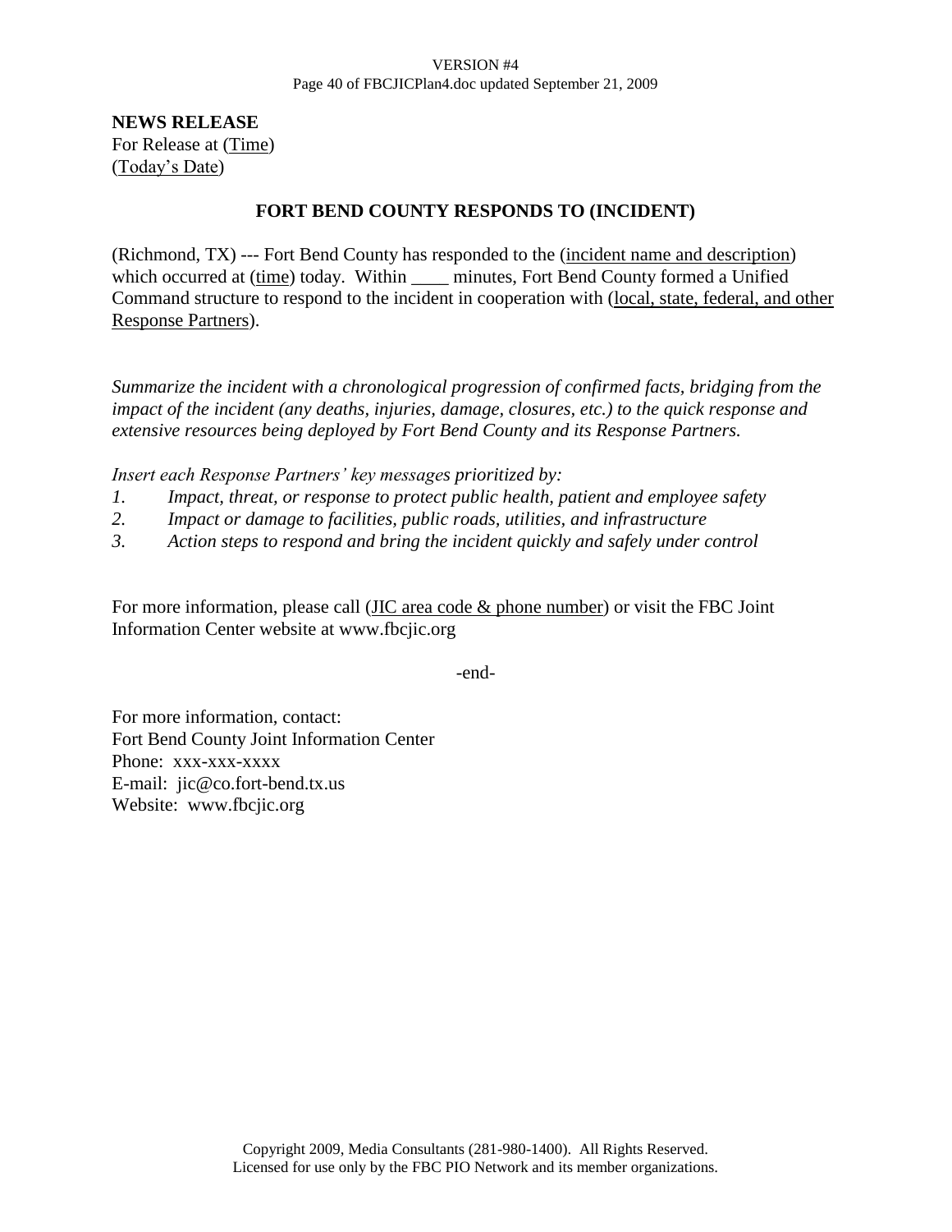**NEWS RELEASE**
For Release at (Time)
(Today's Date)

**FORT BEND COUNTY RESPONDS TO (INCIDENT)**

(Richmond, TX) --- Fort Bend County has responded to the (incident name and description) which occurred at (time) today. Within ____ minutes, Fort Bend County formed a Unified Command structure to respond to the incident in cooperation with (local, state, federal, and other Response Partners).

*Summarize the incident with a chronological progression of confirmed facts, bridging from the impact of the incident (any deaths, injuries, damage, closures, etc.) to the quick response and extensive resources being deployed by Fort Bend County and its Response Partners.*

*Insert each Response Partners' key messages prioritized by:*

1. *Impact, threat, or response to protect public health, patient and employee safety*
2. *Impact or damage to facilities, public roads, utilities, and infrastructure*
3. *Action steps to respond and bring the incident quickly and safely under control*

For more information, please call (JIC area code & phone number) or visit the FBC Joint Information Center website at www.fbcjic.org

-end-

For more information, contact:
Fort Bend County Joint Information Center
Phone: xxx-xxx-xxxx
E-mail: jic@co.fort-bend.tx.us
Website: www.fbcjic.org

Copyright 2009, Media Consultants (281-980-1400). All Rights Reserved.
Licensed for use only by the FBC PIO Network and its member organizations.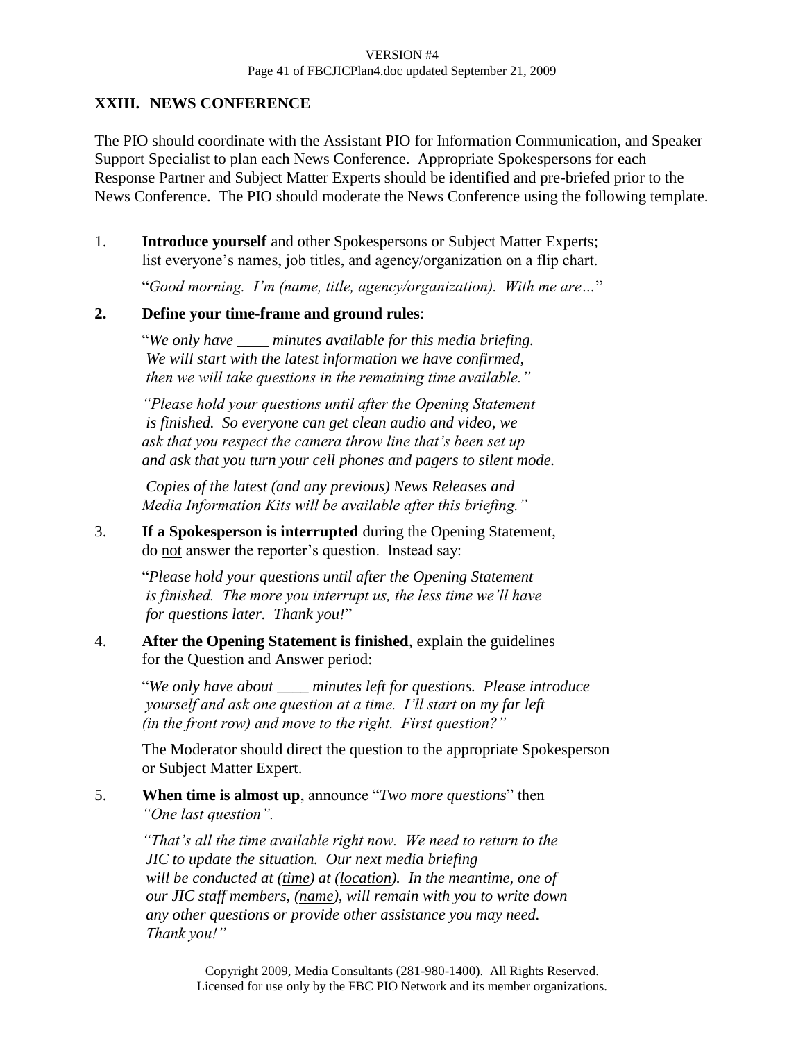## XXIII. NEWS CONFERENCE

The PIO should coordinate with the Assistant PIO for Information Communication, and Speaker Support Specialist to plan each News Conference. Appropriate Spokespersons for each Response Partner and Subject Matter Experts should be identified and pre-briefed prior to the News Conference. The PIO should moderate the News Conference using the following template.

1. **Introduce yourself** and other Spokespersons or Subject Matter Experts; list everyone's names, job titles, and agency/organization on a flip chart.

   "*Good morning. I'm (name, title, agency/organization). With me are…*"

2. **Define your time-frame and ground rules**:

   "*We only have ____ minutes available for this media briefing. We will start with the latest information we have confirmed, then we will take questions in the remaining time available.*"

   *"Please hold your questions until after the Opening Statement is finished. So everyone can get clean audio and video, we ask that you respect the camera throw line that's been set up and ask that you turn your cell phones and pagers to silent mode.*

   *Copies of the latest (and any previous) News Releases and Media Information Kits will be available after this briefing."*

3. **If a Spokesperson is interrupted** during the Opening Statement, do <u>not</u> answer the reporter's question. Instead say:

   "*Please hold your questions until after the Opening Statement is finished. The more you interrupt us, the less time we'll have for questions later. Thank you!*"

4. **After the Opening Statement is finished**, explain the guidelines for the Question and Answer period:

   "*We only have about ____ minutes left for questions. Please introduce yourself and ask one question at a time. I'll start on my far left (in the front row) and move to the right. First question?"*

   The Moderator should direct the question to the appropriate Spokesperson or Subject Matter Expert.

5. **When time is almost up**, announce "*Two more questions*" then *"One last question".*

   *"That's all the time available right now. We need to return to the JIC to update the situation. Our next media briefing will be conducted at (<u>time</u>) at (<u>location</u>). In the meantime, one of our JIC staff members, (<u>name</u>), will remain with you to write down any other questions or provide other assistance you may need. Thank you!"*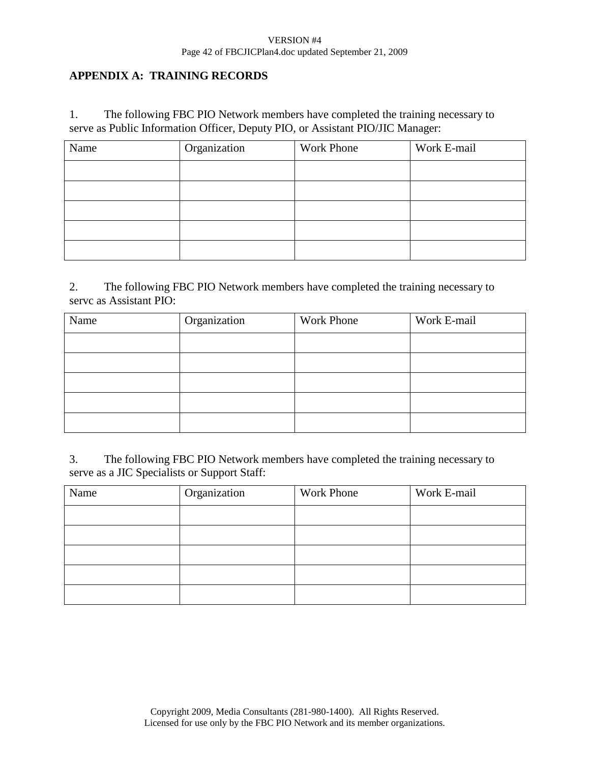## APPENDIX A: TRAINING RECORDS

1. The following FBC PIO Network members have completed the training necessary to serve as Public Information Officer, Deputy PIO, or Assistant PIO/JIC Manager:

| Name | Organization | Work Phone | Work E-mail |
|---|---|---|---|
| | | | |
| | | | |
| | | | |
| | | | |
| | | | |

2. The following FBC PIO Network members have completed the training necessary to servc as Assistant PIO:

| Name | Organization | Work Phone | Work E-mail |
|---|---|---|---|
| | | | |
| | | | |
| | | | |
| | | | |
| | | | |

3. The following FBC PIO Network members have completed the training necessary to serve as a JIC Specialists or Support Staff:

| Name | Organization | Work Phone | Work E-mail |
|---|---|---|---|
| | | | |
| | | | |
| | | | |
| | | | |
| | | | |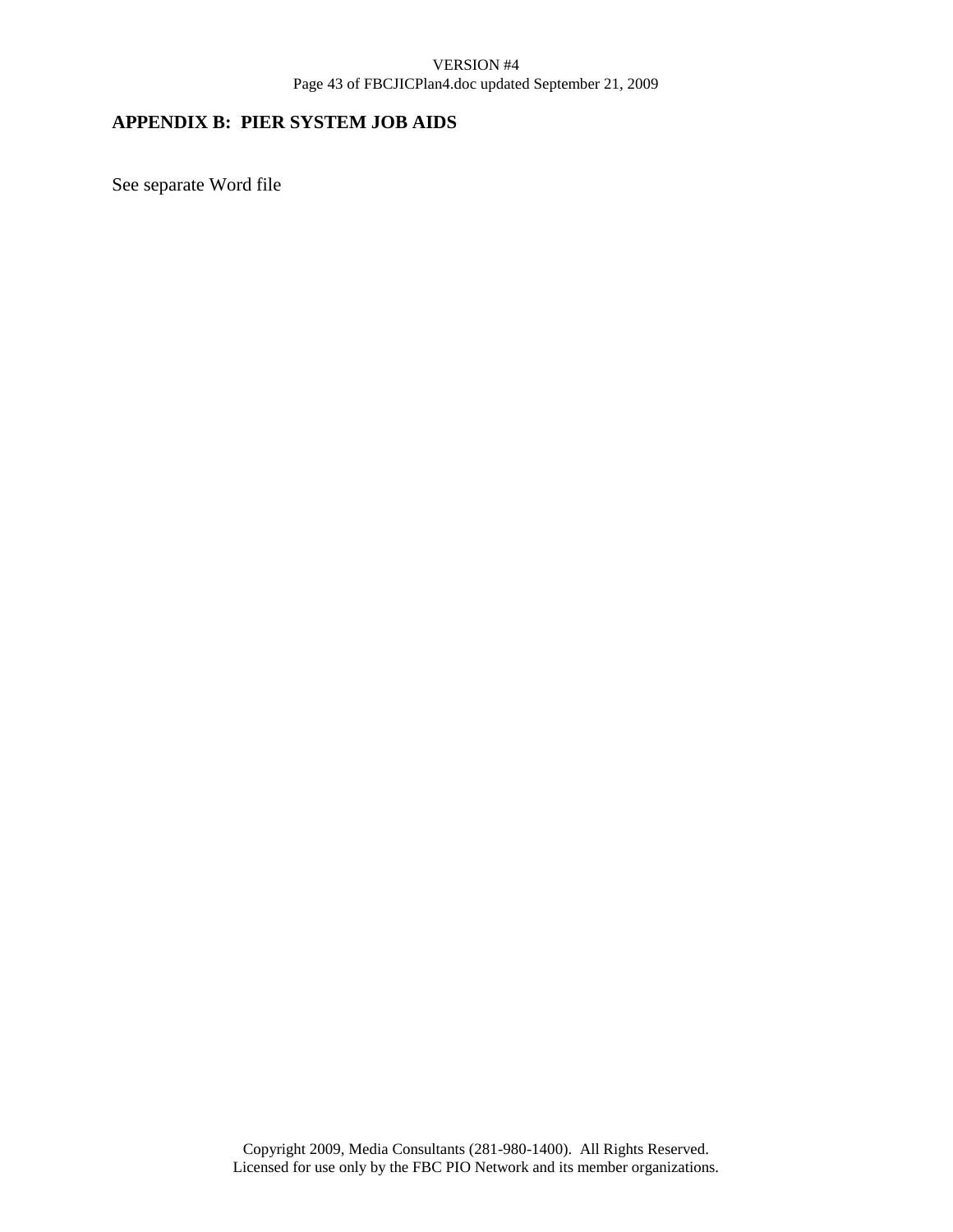## APPENDIX B: PIER SYSTEM JOB AIDS

See separate Word file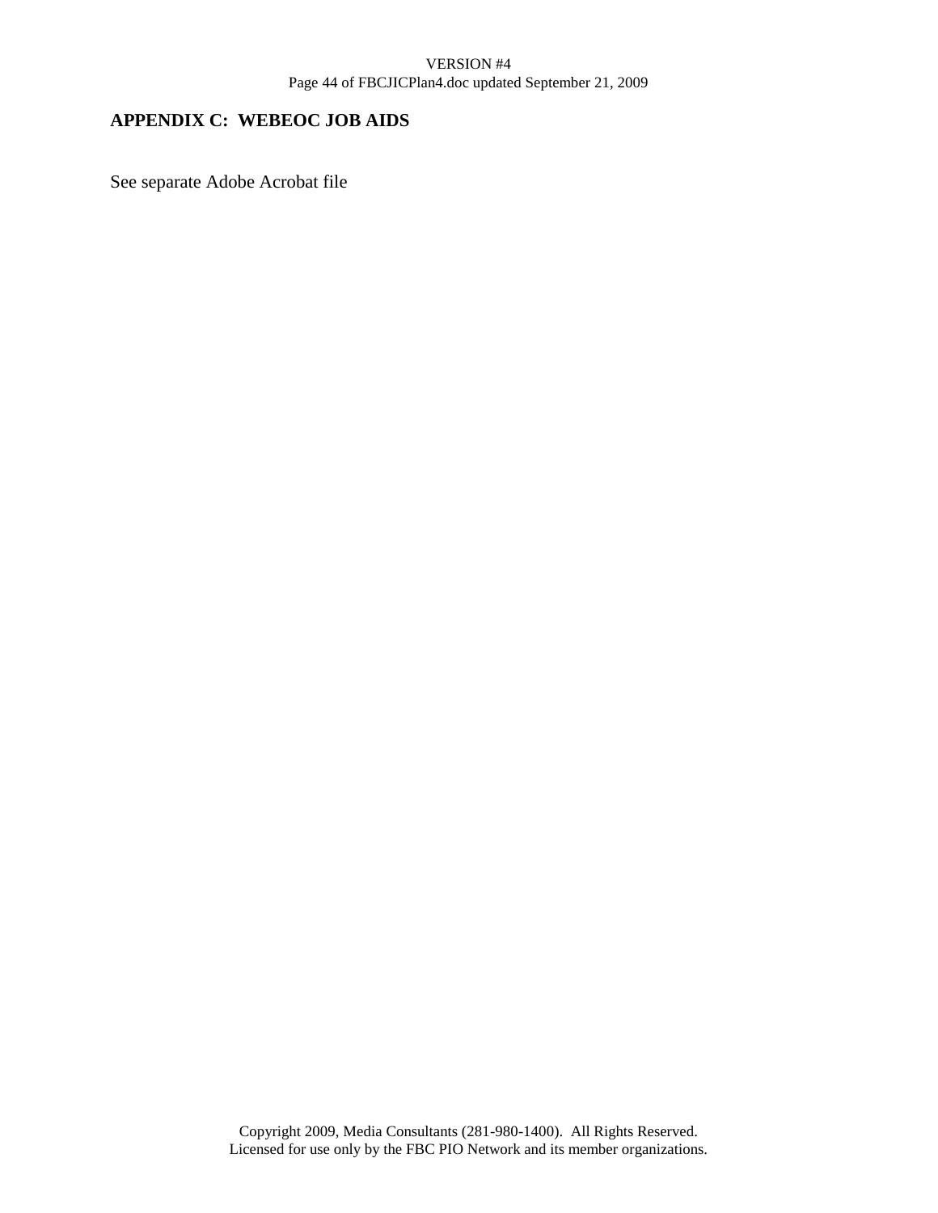## APPENDIX C: WEBEOC JOB AIDS

See separate Adobe Acrobat file